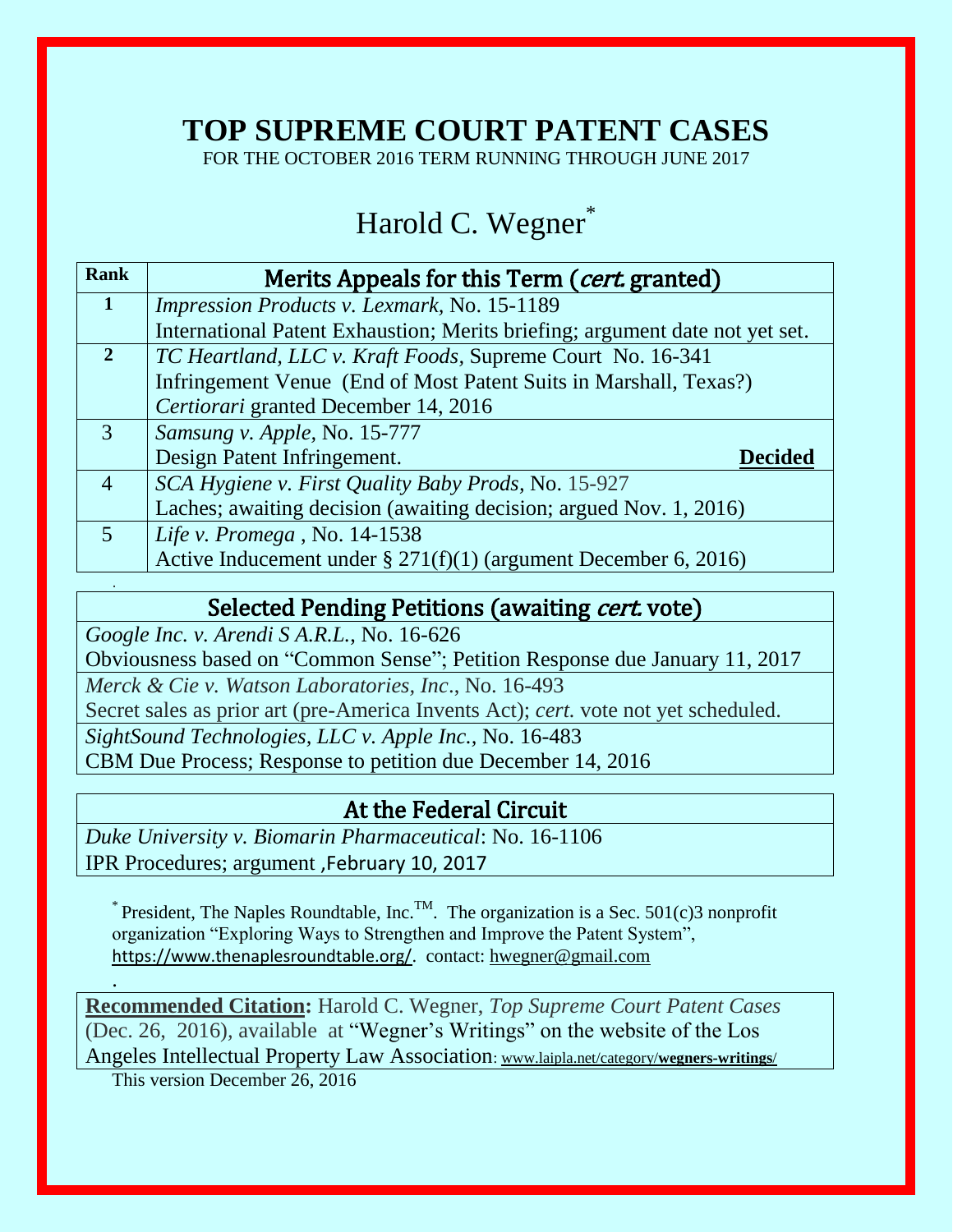# TOP SUPREME COURT PATENT CASES

FOR THE OCTOBER 2016 TERM RUNNING THROUGH JUNE 2017

## Harold C. Wegner*

| Rank | Merits Appeals for this Term (*cert.* granted) |
|---|---|
| **1** | *Impression Products v. Lexmark,* No. 15-1189<br>International Patent Exhaustion; Merits briefing; argument date not yet set. |
| **2** | *TC Heartland, LLC v. Kraft Foods,* Supreme Court No. 16-341<br>Infringement Venue (End of Most Patent Suits in Marshall, Texas?)<br>*Certiorari* granted December 14, 2016 |
| 3 | *Samsung v. Apple,* No. 15-777<br>Design Patent Infringement. **Decided** |
| 4 | *SCA Hygiene v. First Quality Baby Prods,* No. 15-927<br>Laches; awaiting decision (awaiting decision; argued Nov. 1, 2016) |
| 5 | *Life v. Promega* , No. 14-1538<br>Active Inducement under § 271(f)(1) (argument December 6, 2016) |

| Selected Pending Petitions (awaiting *cert.* vote) |
|---|
| *Google Inc. v. Arendi S A.R.L.*, No. 16-626<br>Obviousness based on "Common Sense"; Petition Response due January 11, 2017 |
| *Merck & Cie v. Watson Laboratories, Inc.*, No. 16-493<br>Secret sales as prior art (pre-America Invents Act); *cert.* vote not yet scheduled. |
| *SightSound Technologies, LLC v. Apple Inc.*, No. 16-483<br>CBM Due Process; Response to petition due December 14, 2016 |

| At the Federal Circuit |
|---|
| *Duke University v. Biomarin Pharmaceutical*: No. 16-1106<br>IPR Procedures; argument ,February 10, 2017 |

* President, The Naples Roundtable, Inc.™. The organization is a Sec. 501(c)3 nonprofit organization "Exploring Ways to Strengthen and Improve the Patent System", https://www.thenaplesroundtable.org/. contact: hwegner@gmail.com

**Recommended Citation:** Harold C. Wegner, *Top Supreme Court Patent Cases* (Dec. 26, 2016), available at "Wegner's Writings" on the website of the Los Angeles Intellectual Property Law Association: www.laipla.net/category/**wegners-writings**/

This version December 26, 2016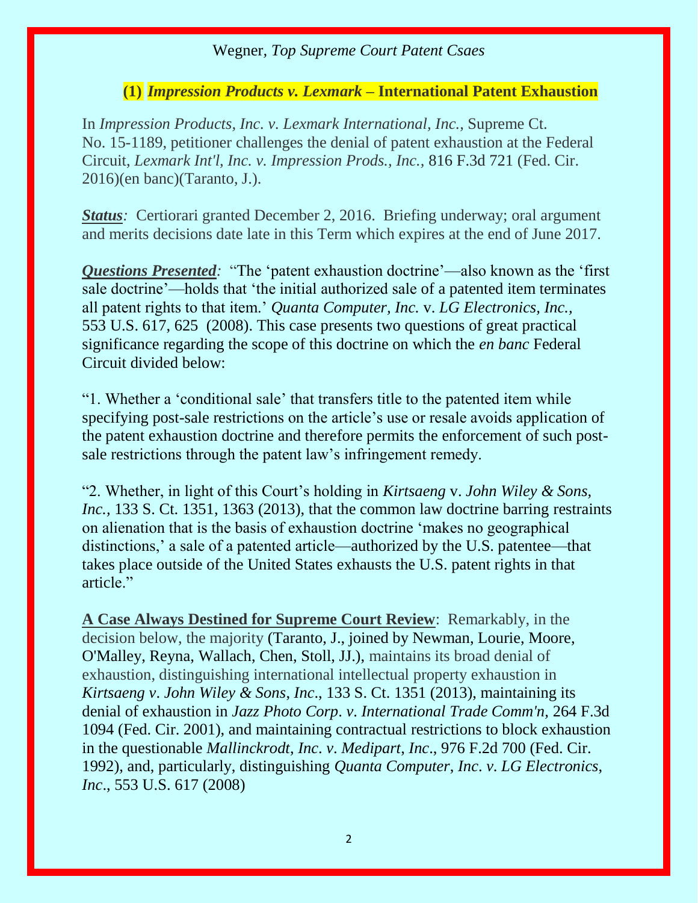### (1) *Impression Products v. Lexmark* – International Patent Exhaustion

In *Impression Products, Inc. v. Lexmark International, Inc.,* Supreme Ct. No. 15-1189, petitioner challenges the denial of patent exhaustion at the Federal Circuit, *Lexmark Int'l, Inc. v. Impression Prods., Inc.,* 816 F.3d 721 (Fed. Cir. 2016)(en banc)(Taranto, J.).

***Status**:* Certiorari granted December 2, 2016. Briefing underway; oral argument and merits decisions date late in this Term which expires at the end of June 2017.

***Questions Presented**:* "The 'patent exhaustion doctrine'—also known as the 'first sale doctrine'—holds that 'the initial authorized sale of a patented item terminates all patent rights to that item.' *Quanta Computer, Inc.* v. *LG Electronics, Inc.,* 553 U.S. 617, 625 (2008). This case presents two questions of great practical significance regarding the scope of this doctrine on which the *en banc* Federal Circuit divided below:

"1. Whether a 'conditional sale' that transfers title to the patented item while specifying post-sale restrictions on the article's use or resale avoids application of the patent exhaustion doctrine and therefore permits the enforcement of such post-sale restrictions through the patent law's infringement remedy.

"2. Whether, in light of this Court's holding in *Kirtsaeng* v. *John Wiley & Sons, Inc.,* 133 S. Ct. 1351, 1363 (2013), that the common law doctrine barring restraints on alienation that is the basis of exhaustion doctrine 'makes no geographical distinctions,' a sale of a patented article—authorized by the U.S. patentee—that takes place outside of the United States exhausts the U.S. patent rights in that article."

**A Case Always Destined for Supreme Court Review**: Remarkably, in the decision below, the majority (Taranto, J., joined by Newman, Lourie, Moore, O'Malley, Reyna, Wallach, Chen, Stoll, JJ.), maintains its broad denial of exhaustion, distinguishing international intellectual property exhaustion in *Kirtsaeng v. John Wiley & Sons, Inc.*, 133 S. Ct. 1351 (2013), maintaining its denial of exhaustion in *Jazz Photo Corp. v. International Trade Comm'n,* 264 F.3d 1094 (Fed. Cir. 2001), and maintaining contractual restrictions to block exhaustion in the questionable *Mallinckrodt, Inc. v. Medipart, Inc.*, 976 F.2d 700 (Fed. Cir. 1992), and, particularly, distinguishing *Quanta Computer, Inc. v. LG Electronics, Inc.*, 553 U.S. 617 (2008)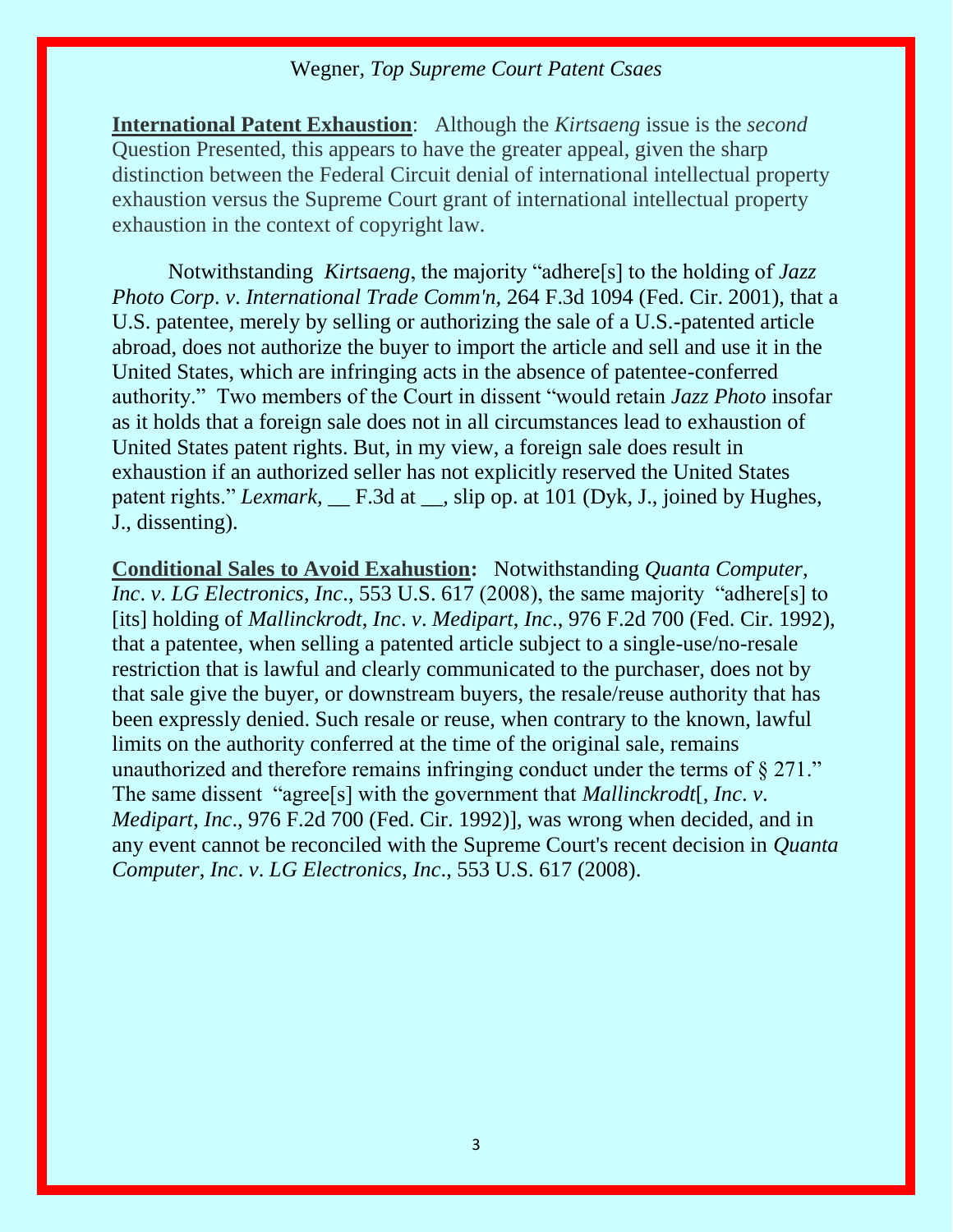**International Patent Exhaustion**: Although the *Kirtsaeng* issue is the *second* Question Presented, this appears to have the greater appeal, given the sharp distinction between the Federal Circuit denial of international intellectual property exhaustion versus the Supreme Court grant of international intellectual property exhaustion in the context of copyright law.

Notwithstanding *Kirtsaeng*, the majority "adhere[s] to the holding of *Jazz Photo Corp. v. International Trade Comm'n*, 264 F.3d 1094 (Fed. Cir. 2001), that a U.S. patentee, merely by selling or authorizing the sale of a U.S.-patented article abroad, does not authorize the buyer to import the article and sell and use it in the United States, which are infringing acts in the absence of patentee-conferred authority." Two members of the Court in dissent "would retain *Jazz Photo* insofar as it holds that a foreign sale does not in all circumstances lead to exhaustion of United States patent rights. But, in my view, a foreign sale does result in exhaustion if an authorized seller has not explicitly reserved the United States patent rights." *Lexmark*, __ F.3d at __, slip op. at 101 (Dyk, J., joined by Hughes, J., dissenting).

**Conditional Sales to Avoid Exahustion:** Notwithstanding *Quanta Computer, Inc. v. LG Electronics, Inc.*, 553 U.S. 617 (2008), the same majority "adhere[s] to [its] holding of *Mallinckrodt, Inc. v. Medipart, Inc.*, 976 F.2d 700 (Fed. Cir. 1992), that a patentee, when selling a patented article subject to a single-use/no-resale restriction that is lawful and clearly communicated to the purchaser, does not by that sale give the buyer, or downstream buyers, the resale/reuse authority that has been expressly denied. Such resale or reuse, when contrary to the known, lawful limits on the authority conferred at the time of the original sale, remains unauthorized and therefore remains infringing conduct under the terms of § 271." The same dissent "agree[s] with the government that *Mallinckrodt*[, *Inc. v. Medipart, Inc.*, 976 F.2d 700 (Fed. Cir. 1992)], was wrong when decided, and in any event cannot be reconciled with the Supreme Court's recent decision in *Quanta Computer, Inc. v. LG Electronics, Inc.*, 553 U.S. 617 (2008).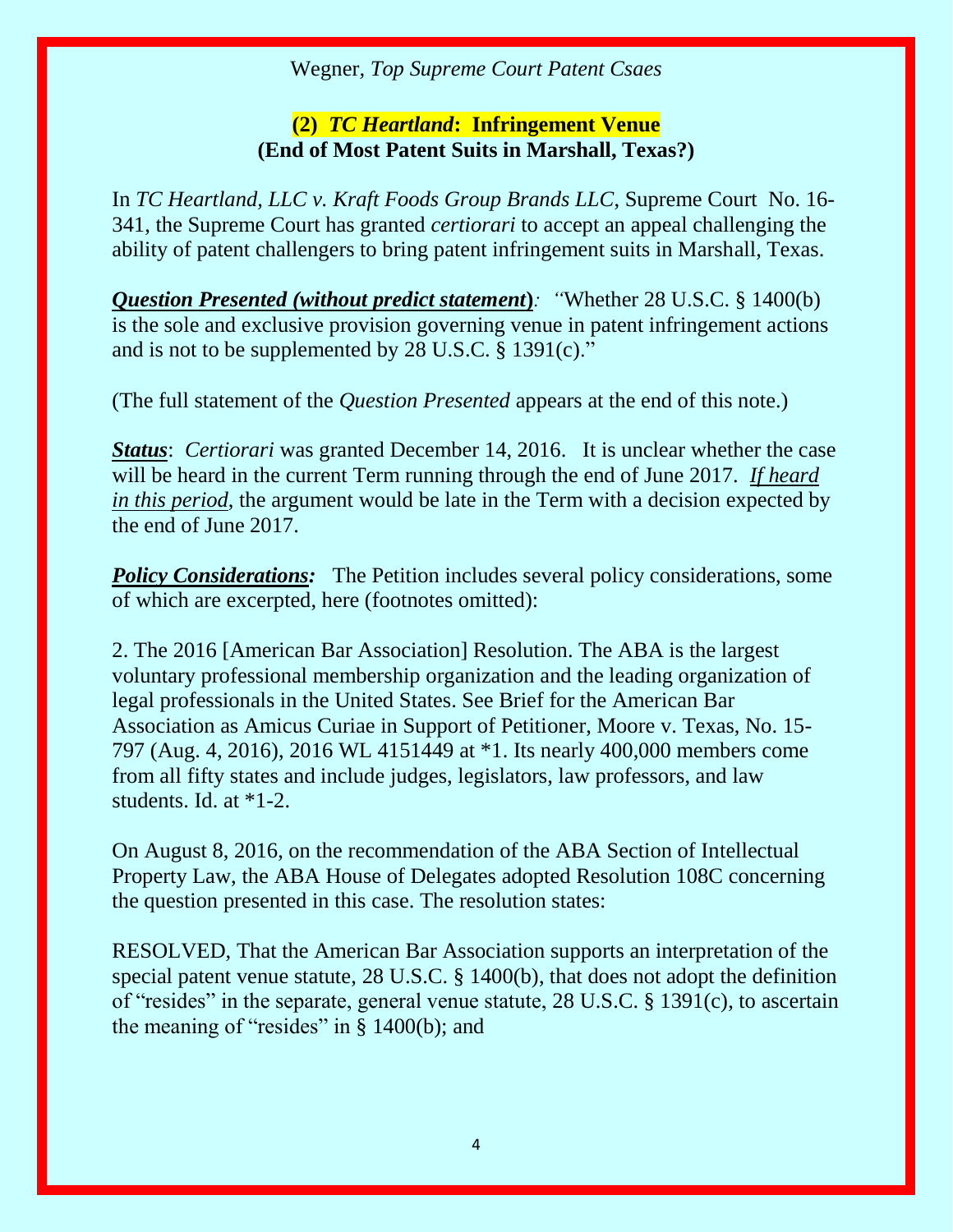## (2) *TC Heartland*: Infringement Venue
## (End of Most Patent Suits in Marshall, Texas?)

In *TC Heartland, LLC v. Kraft Foods Group Brands LLC*, Supreme Court No. 16-341, the Supreme Court has granted *certiorari* to accept an appeal challenging the ability of patent challengers to bring patent infringement suits in Marshall, Texas.

***Question Presented (without predict statement)****:* "Whether 28 U.S.C. § 1400(b) is the sole and exclusive provision governing venue in patent infringement actions and is not to be supplemented by 28 U.S.C. § 1391(c)."

(The full statement of the *Question Presented* appears at the end of this note.)

***Status***: *Certiorari* was granted December 14, 2016. It is unclear whether the case will be heard in the current Term running through the end of June 2017. *If heard in this period*, the argument would be late in the Term with a decision expected by the end of June 2017.

***Policy Considerations:*** The Petition includes several policy considerations, some of which are excerpted, here (footnotes omitted):

2. The 2016 [American Bar Association] Resolution. The ABA is the largest voluntary professional membership organization and the leading organization of legal professionals in the United States. See Brief for the American Bar Association as Amicus Curiae in Support of Petitioner, Moore v. Texas, No. 15-797 (Aug. 4, 2016), 2016 WL 4151449 at *1. Its nearly 400,000 members come from all fifty states and include judges, legislators, law professors, and law students. Id. at *1-2.

On August 8, 2016, on the recommendation of the ABA Section of Intellectual Property Law, the ABA House of Delegates adopted Resolution 108C concerning the question presented in this case. The resolution states:

RESOLVED, That the American Bar Association supports an interpretation of the special patent venue statute, 28 U.S.C. § 1400(b), that does not adopt the definition of "resides" in the separate, general venue statute, 28 U.S.C. § 1391(c), to ascertain the meaning of "resides" in § 1400(b); and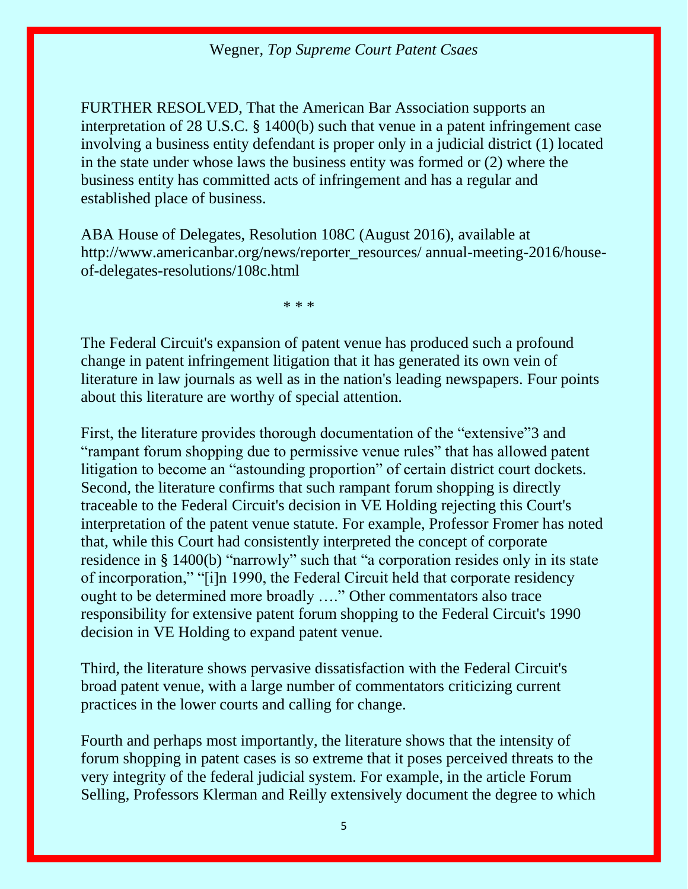FURTHER RESOLVED, That the American Bar Association supports an interpretation of 28 U.S.C. § 1400(b) such that venue in a patent infringement case involving a business entity defendant is proper only in a judicial district (1) located in the state under whose laws the business entity was formed or (2) where the business entity has committed acts of infringement and has a regular and established place of business.

ABA House of Delegates, Resolution 108C (August 2016), available at http://www.americanbar.org/news/reporter_resources/ annual-meeting-2016/house-of-delegates-resolutions/108c.html

\* \* \*

The Federal Circuit's expansion of patent venue has produced such a profound change in patent infringement litigation that it has generated its own vein of literature in law journals as well as in the nation's leading newspapers. Four points about this literature are worthy of special attention.

First, the literature provides thorough documentation of the "extensive"3 and "rampant forum shopping due to permissive venue rules" that has allowed patent litigation to become an "astounding proportion" of certain district court dockets. Second, the literature confirms that such rampant forum shopping is directly traceable to the Federal Circuit's decision in VE Holding rejecting this Court's interpretation of the patent venue statute. For example, Professor Fromer has noted that, while this Court had consistently interpreted the concept of corporate residence in § 1400(b) "narrowly" such that "a corporation resides only in its state of incorporation," "[i]n 1990, the Federal Circuit held that corporate residency ought to be determined more broadly …." Other commentators also trace responsibility for extensive patent forum shopping to the Federal Circuit's 1990 decision in VE Holding to expand patent venue.

Third, the literature shows pervasive dissatisfaction with the Federal Circuit's broad patent venue, with a large number of commentators criticizing current practices in the lower courts and calling for change.

Fourth and perhaps most importantly, the literature shows that the intensity of forum shopping in patent cases is so extreme that it poses perceived threats to the very integrity of the federal judicial system. For example, in the article Forum Selling, Professors Klerman and Reilly extensively document the degree to which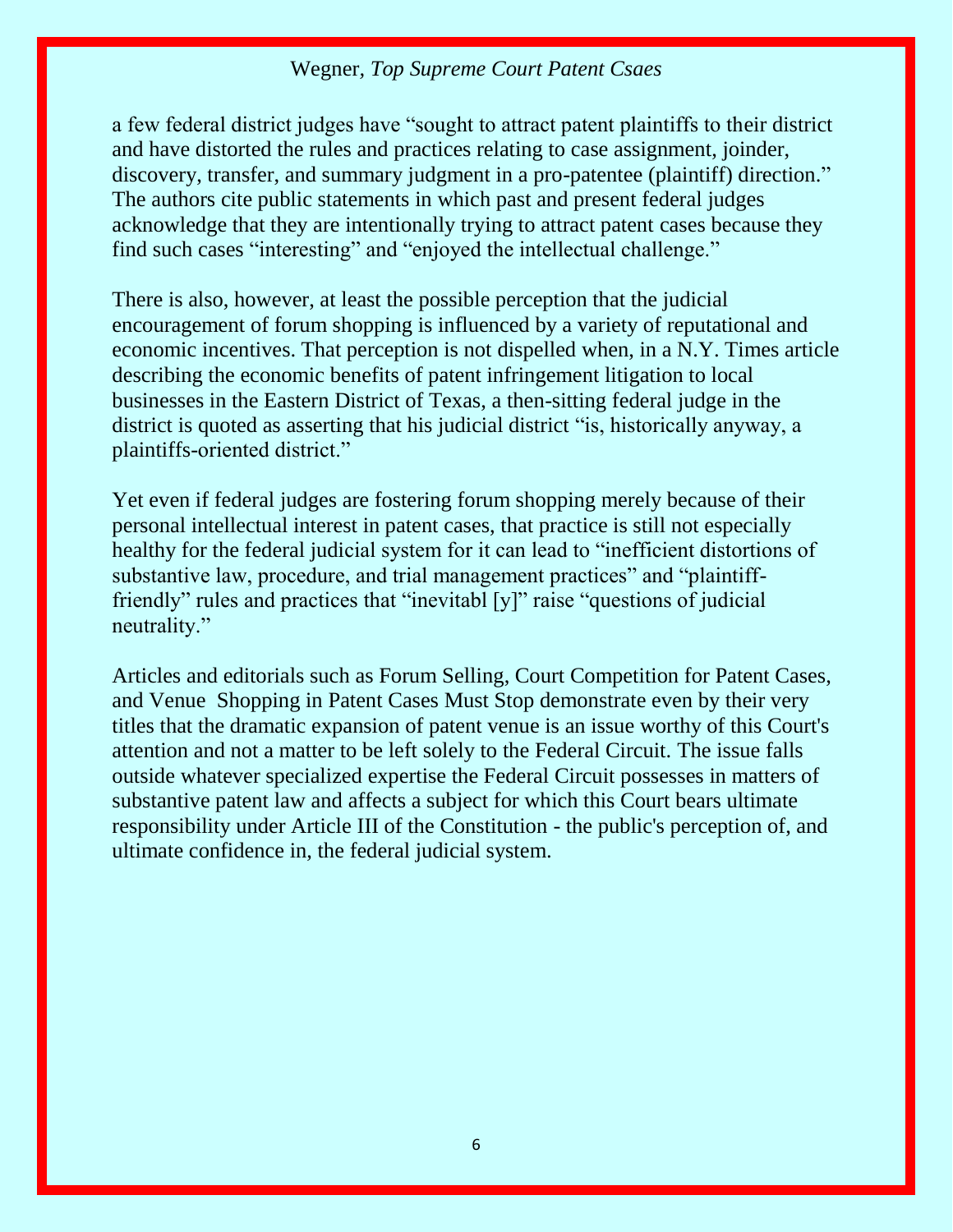a few federal district judges have "sought to attract patent plaintiffs to their district and have distorted the rules and practices relating to case assignment, joinder, discovery, transfer, and summary judgment in a pro-patentee (plaintiff) direction." The authors cite public statements in which past and present federal judges acknowledge that they are intentionally trying to attract patent cases because they find such cases "interesting" and "enjoyed the intellectual challenge."

There is also, however, at least the possible perception that the judicial encouragement of forum shopping is influenced by a variety of reputational and economic incentives. That perception is not dispelled when, in a N.Y. Times article describing the economic benefits of patent infringement litigation to local businesses in the Eastern District of Texas, a then-sitting federal judge in the district is quoted as asserting that his judicial district "is, historically anyway, a plaintiffs-oriented district."

Yet even if federal judges are fostering forum shopping merely because of their personal intellectual interest in patent cases, that practice is still not especially healthy for the federal judicial system for it can lead to "inefficient distortions of substantive law, procedure, and trial management practices" and "plaintiff-friendly" rules and practices that "inevitabl [y]" raise "questions of judicial neutrality."

Articles and editorials such as Forum Selling, Court Competition for Patent Cases, and Venue Shopping in Patent Cases Must Stop demonstrate even by their very titles that the dramatic expansion of patent venue is an issue worthy of this Court's attention and not a matter to be left solely to the Federal Circuit. The issue falls outside whatever specialized expertise the Federal Circuit possesses in matters of substantive patent law and affects a subject for which this Court bears ultimate responsibility under Article III of the Constitution - the public's perception of, and ultimate confidence in, the federal judicial system.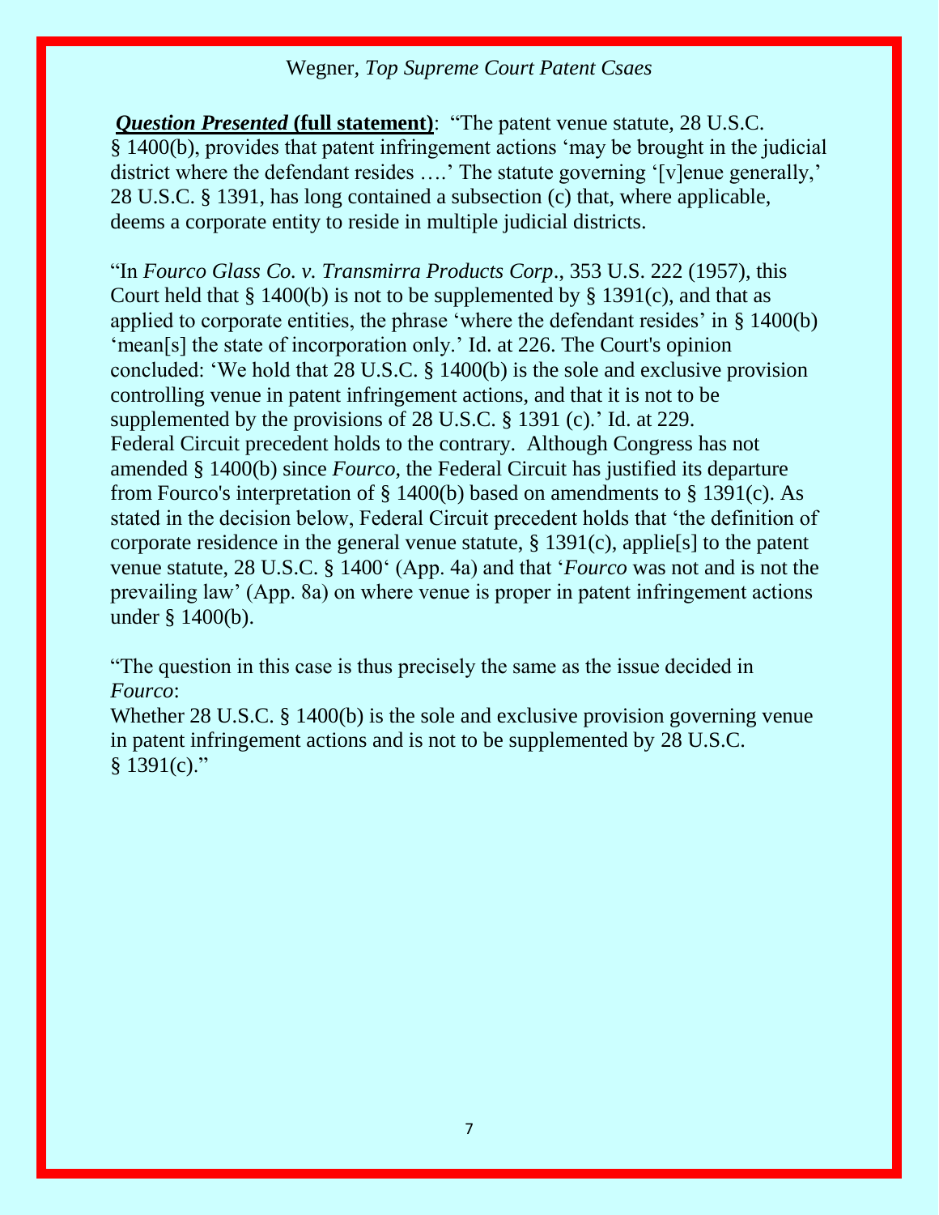***Question Presented* (full statement)**: "The patent venue statute, 28 U.S.C. § 1400(b), provides that patent infringement actions 'may be brought in the judicial district where the defendant resides ….' The statute governing '[v]enue generally,' 28 U.S.C. § 1391, has long contained a subsection (c) that, where applicable, deems a corporate entity to reside in multiple judicial districts.

"In *Fourco Glass Co. v. Transmirra Products Corp*., 353 U.S. 222 (1957), this Court held that § 1400(b) is not to be supplemented by § 1391(c), and that as applied to corporate entities, the phrase 'where the defendant resides' in § 1400(b) 'mean[s] the state of incorporation only.' Id. at 226. The Court's opinion concluded: 'We hold that 28 U.S.C. § 1400(b) is the sole and exclusive provision controlling venue in patent infringement actions, and that it is not to be supplemented by the provisions of 28 U.S.C. § 1391 (c).' Id. at 229. Federal Circuit precedent holds to the contrary. Although Congress has not amended § 1400(b) since *Fourco*, the Federal Circuit has justified its departure from Fourco's interpretation of § 1400(b) based on amendments to § 1391(c). As stated in the decision below, Federal Circuit precedent holds that 'the definition of corporate residence in the general venue statute, § 1391(c), applie[s] to the patent venue statute, 28 U.S.C. § 1400' (App. 4a) and that '*Fourco* was not and is not the prevailing law' (App. 8a) on where venue is proper in patent infringement actions under § 1400(b).

"The question in this case is thus precisely the same as the issue decided in *Fourco*:
Whether 28 U.S.C. § 1400(b) is the sole and exclusive provision governing venue in patent infringement actions and is not to be supplemented by 28 U.S.C. § 1391(c)."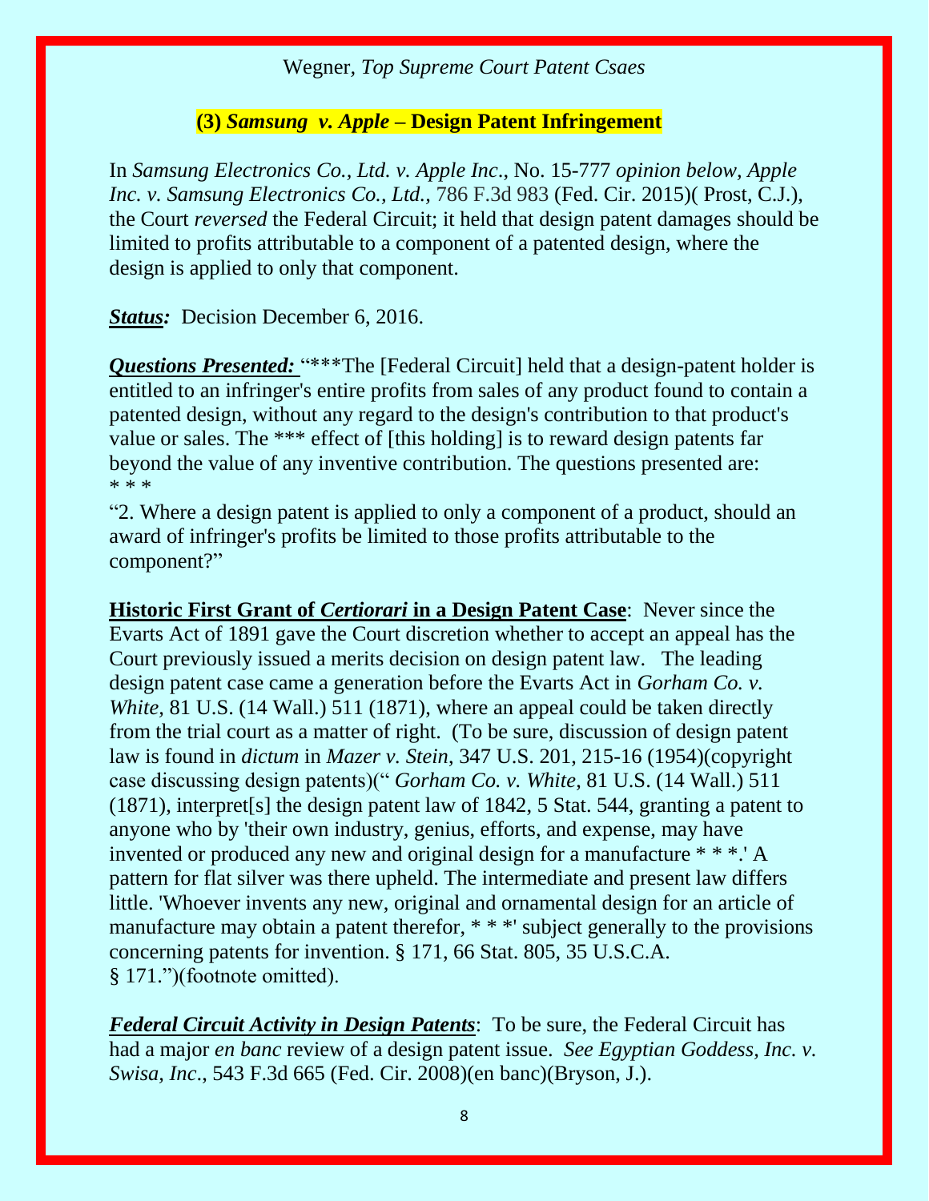## (3) *Samsung v. Apple* – Design Patent Infringement

In *Samsung Electronics Co., Ltd. v. Apple Inc*., No. 15-777 *opinion below, Apple Inc. v. Samsung Electronics Co., Ltd.,* 786 F.3d 983 (Fed. Cir. 2015)( Prost, C.J.), the Court *reversed* the Federal Circuit; it held that design patent damages should be limited to profits attributable to a component of a patented design, where the design is applied to only that component.

***Status:*** Decision December 6, 2016.

***Questions Presented:*** "***The [Federal Circuit] held that a design-patent holder is entitled to an infringer's entire profits from sales of any product found to contain a patented design, without any regard to the design's contribution to that product's value or sales. The *** effect of [this holding] is to reward design patents far beyond the value of any inventive contribution. The questions presented are:
* * *

"2. Where a design patent is applied to only a component of a product, should an award of infringer's profits be limited to those profits attributable to the component?"

**Historic First Grant of *Certiorari* in a Design Patent Case**: Never since the Evarts Act of 1891 gave the Court discretion whether to accept an appeal has the Court previously issued a merits decision on design patent law. The leading design patent case came a generation before the Evarts Act in *Gorham Co. v. White,* 81 U.S. (14 Wall.) 511 (1871), where an appeal could be taken directly from the trial court as a matter of right. (To be sure, discussion of design patent law is found in *dictum* in *Mazer v. Stein,* 347 U.S. 201, 215-16 (1954)(copyright case discussing design patents)(" *Gorham Co. v. White,* 81 U.S. (14 Wall.) 511 (1871), interpret[s] the design patent law of 1842, 5 Stat. 544, granting a patent to anyone who by 'their own industry, genius, efforts, and expense, may have invented or produced any new and original design for a manufacture * * *.' A pattern for flat silver was there upheld. The intermediate and present law differs little. 'Whoever invents any new, original and ornamental design for an article of manufacture may obtain a patent therefor, * * *' subject generally to the provisions concerning patents for invention. § 171, 66 Stat. 805, 35 U.S.C.A. § 171.")(footnote omitted).

***Federal Circuit Activity in Design Patents***: To be sure, the Federal Circuit has had a major *en banc* review of a design patent issue. *See Egyptian Goddess, Inc. v. Swisa, Inc*., 543 F.3d 665 (Fed. Cir. 2008)(en banc)(Bryson, J.).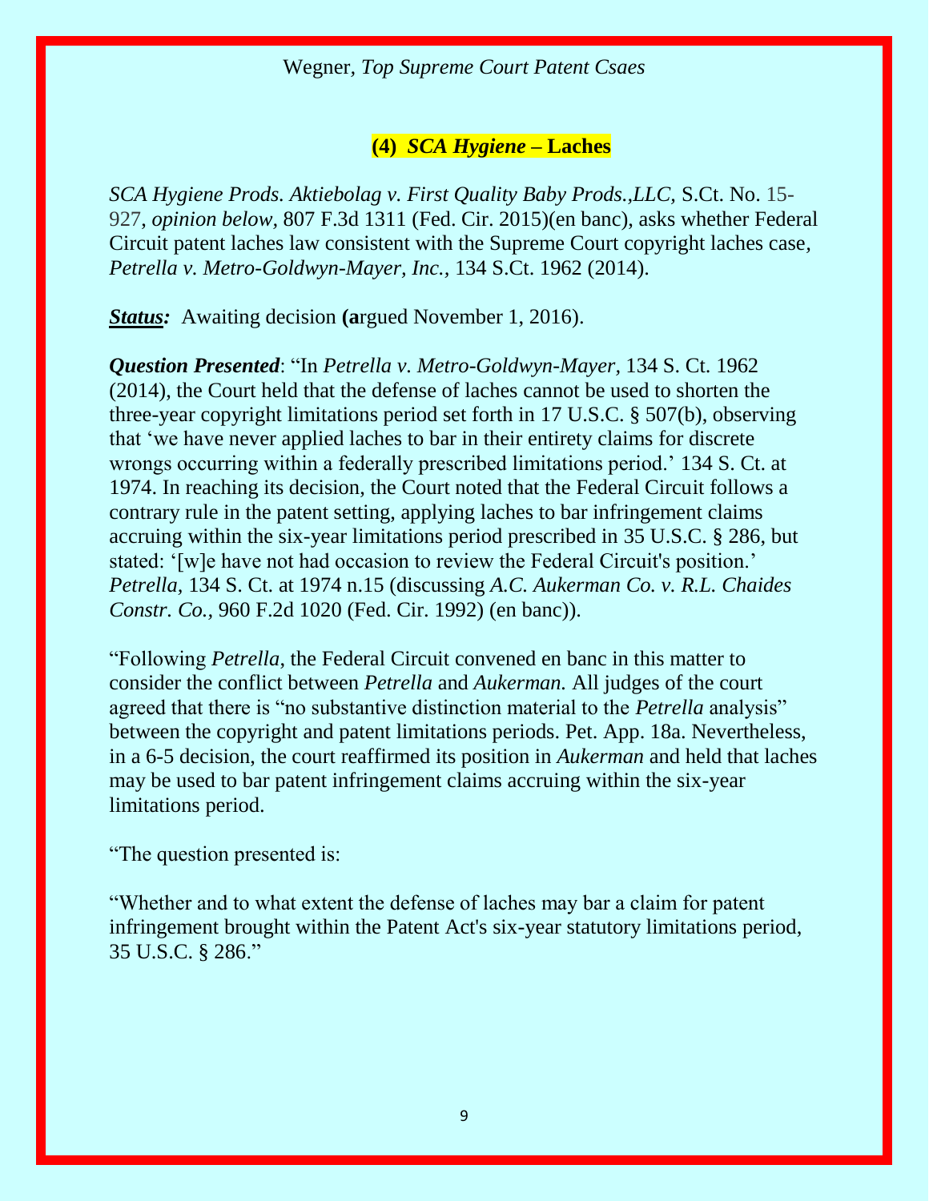## (4) *SCA Hygiene* – Laches

*SCA Hygiene Prods. Aktiebolag v. First Quality Baby Prods.,LLC,* S.Ct. No. 15-927, *opinion below,* 807 F.3d 1311 (Fed. Cir. 2015)(en banc), asks whether Federal Circuit patent laches law consistent with the Supreme Court copyright laches case, *Petrella v. Metro-Goldwyn-Mayer, Inc.,* 134 S.Ct. 1962 (2014).

***Status:*** Awaiting decision **(a**rgued November 1, 2016).

***Question Presented***: "In *Petrella v. Metro-Goldwyn-Mayer,* 134 S. Ct. 1962 (2014), the Court held that the defense of laches cannot be used to shorten the three-year copyright limitations period set forth in 17 U.S.C. § 507(b), observing that 'we have never applied laches to bar in their entirety claims for discrete wrongs occurring within a federally prescribed limitations period.' 134 S. Ct. at 1974. In reaching its decision, the Court noted that the Federal Circuit follows a contrary rule in the patent setting, applying laches to bar infringement claims accruing within the six-year limitations period prescribed in 35 U.S.C. § 286, but stated: '[w]e have not had occasion to review the Federal Circuit's position.' *Petrella*, 134 S. Ct. at 1974 n.15 (discussing *A.C. Aukerman Co. v. R.L. Chaides Constr. Co.,* 960 F.2d 1020 (Fed. Cir. 1992) (en banc)).

"Following *Petrella*, the Federal Circuit convened en banc in this matter to consider the conflict between *Petrella* and *Aukerman.* All judges of the court agreed that there is "no substantive distinction material to the *Petrella* analysis" between the copyright and patent limitations periods. Pet. App. 18a. Nevertheless, in a 6-5 decision, the court reaffirmed its position in *Aukerman* and held that laches may be used to bar patent infringement claims accruing within the six-year limitations period.

"The question presented is:

"Whether and to what extent the defense of laches may bar a claim for patent infringement brought within the Patent Act's six-year statutory limitations period, 35 U.S.C. § 286."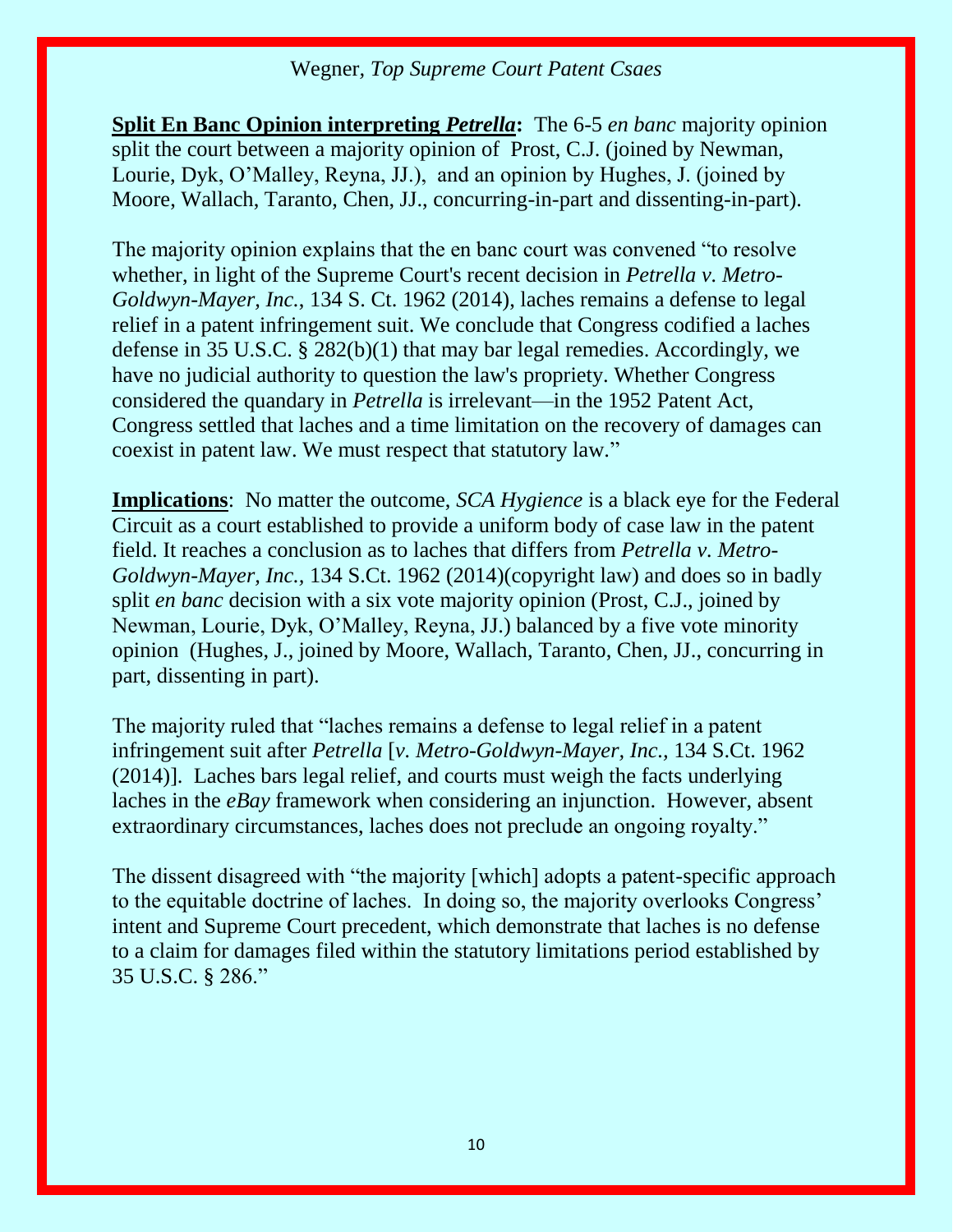**Split En Banc Opinion interpreting *Petrella*:** The 6-5 *en banc* majority opinion split the court between a majority opinion of Prost, C.J. (joined by Newman, Lourie, Dyk, O'Malley, Reyna, JJ.), and an opinion by Hughes, J. (joined by Moore, Wallach, Taranto, Chen, JJ., concurring-in-part and dissenting-in-part).

The majority opinion explains that the en banc court was convened "to resolve whether, in light of the Supreme Court's recent decision in *Petrella v. Metro-Goldwyn-Mayer, Inc.*, 134 S. Ct. 1962 (2014), laches remains a defense to legal relief in a patent infringement suit. We conclude that Congress codified a laches defense in 35 U.S.C. § 282(b)(1) that may bar legal remedies. Accordingly, we have no judicial authority to question the law's propriety. Whether Congress considered the quandary in *Petrella* is irrelevant—in the 1952 Patent Act, Congress settled that laches and a time limitation on the recovery of damages can coexist in patent law. We must respect that statutory law."

**Implications**: No matter the outcome, *SCA Hygience* is a black eye for the Federal Circuit as a court established to provide a uniform body of case law in the patent field. It reaches a conclusion as to laches that differs from *Petrella v. Metro-Goldwyn-Mayer, Inc.,* 134 S.Ct. 1962 (2014)(copyright law) and does so in badly split *en banc* decision with a six vote majority opinion (Prost, C.J., joined by Newman, Lourie, Dyk, O'Malley, Reyna, JJ.) balanced by a five vote minority opinion (Hughes, J., joined by Moore, Wallach, Taranto, Chen, JJ., concurring in part, dissenting in part).

The majority ruled that "laches remains a defense to legal relief in a patent infringement suit after *Petrella* [*v. Metro-Goldwyn-Mayer, Inc.,* 134 S.Ct. 1962 (2014)]. Laches bars legal relief, and courts must weigh the facts underlying laches in the *eBay* framework when considering an injunction. However, absent extraordinary circumstances, laches does not preclude an ongoing royalty."

The dissent disagreed with "the majority [which] adopts a patent-specific approach to the equitable doctrine of laches. In doing so, the majority overlooks Congress' intent and Supreme Court precedent, which demonstrate that laches is no defense to a claim for damages filed within the statutory limitations period established by 35 U.S.C. § 286."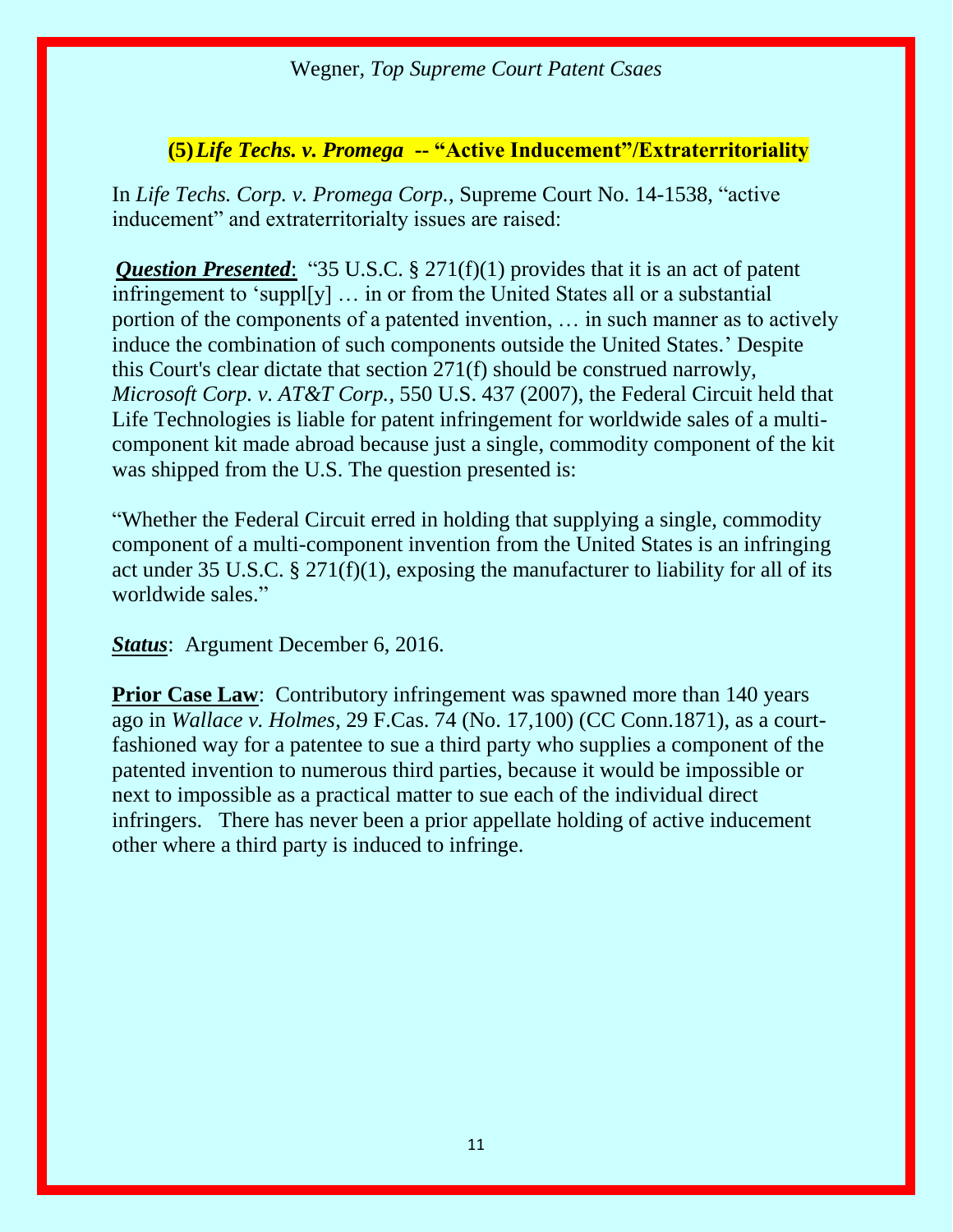### (5) *Life Techs. v. Promega* -- "Active Inducement"/Extraterritoriality

In *Life Techs. Corp. v. Promega Corp.,* Supreme Court No. 14-1538, "active inducement" and extraterritorialty issues are raised:

***Question Presented***: "35 U.S.C. § 271(f)(1) provides that it is an act of patent infringement to 'suppl[y] … in or from the United States all or a substantial portion of the components of a patented invention, … in such manner as to actively induce the combination of such components outside the United States.' Despite this Court's clear dictate that section 271(f) should be construed narrowly, *Microsoft Corp. v. AT&T Corp.,* 550 U.S. 437 (2007), the Federal Circuit held that Life Technologies is liable for patent infringement for worldwide sales of a multi-component kit made abroad because just a single, commodity component of the kit was shipped from the U.S. The question presented is:

"Whether the Federal Circuit erred in holding that supplying a single, commodity component of a multi-component invention from the United States is an infringing act under 35 U.S.C. § 271(f)(1), exposing the manufacturer to liability for all of its worldwide sales."

***Status***: Argument December 6, 2016.

**Prior Case Law**: Contributory infringement was spawned more than 140 years ago in *Wallace v. Holmes,* 29 F.Cas. 74 (No. 17,100) (CC Conn.1871), as a court-fashioned way for a patentee to sue a third party who supplies a component of the patented invention to numerous third parties, because it would be impossible or next to impossible as a practical matter to sue each of the individual direct infringers. There has never been a prior appellate holding of active inducement other where a third party is induced to infringe.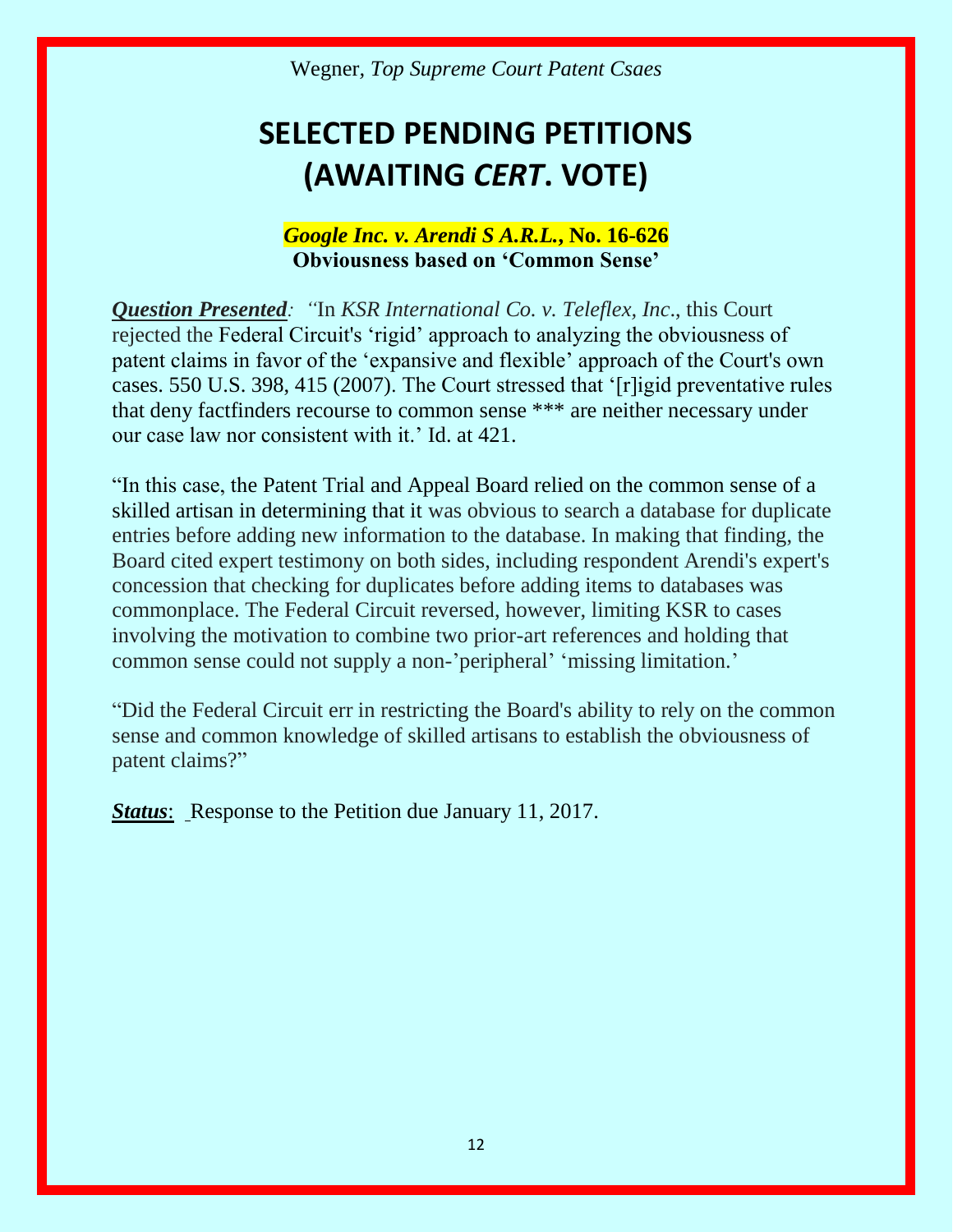# SELECTED PENDING PETITIONS (AWAITING *CERT*. VOTE)

### *Google Inc. v. Arendi S A.R.L.*, No. 16-626
**Obviousness based on 'Common Sense'**

***Question Presented****: "*In *KSR International Co. v. Teleflex, Inc*., this Court rejected the Federal Circuit's 'rigid' approach to analyzing the obviousness of patent claims in favor of the 'expansive and flexible' approach of the Court's own cases. 550 U.S. 398, 415 (2007). The Court stressed that '[r]igid preventative rules that deny factfinders recourse to common sense *** are neither necessary under our case law nor consistent with it.' Id. at 421.

"In this case, the Patent Trial and Appeal Board relied on the common sense of a skilled artisan in determining that it was obvious to search a database for duplicate entries before adding new information to the database. In making that finding, the Board cited expert testimony on both sides, including respondent Arendi's expert's concession that checking for duplicates before adding items to databases was commonplace. The Federal Circuit reversed, however, limiting KSR to cases involving the motivation to combine two prior-art references and holding that common sense could not supply a non-'peripheral' 'missing limitation.'

"Did the Federal Circuit err in restricting the Board's ability to rely on the common sense and common knowledge of skilled artisans to establish the obviousness of patent claims?"

***Status***: Response to the Petition due January 11, 2017.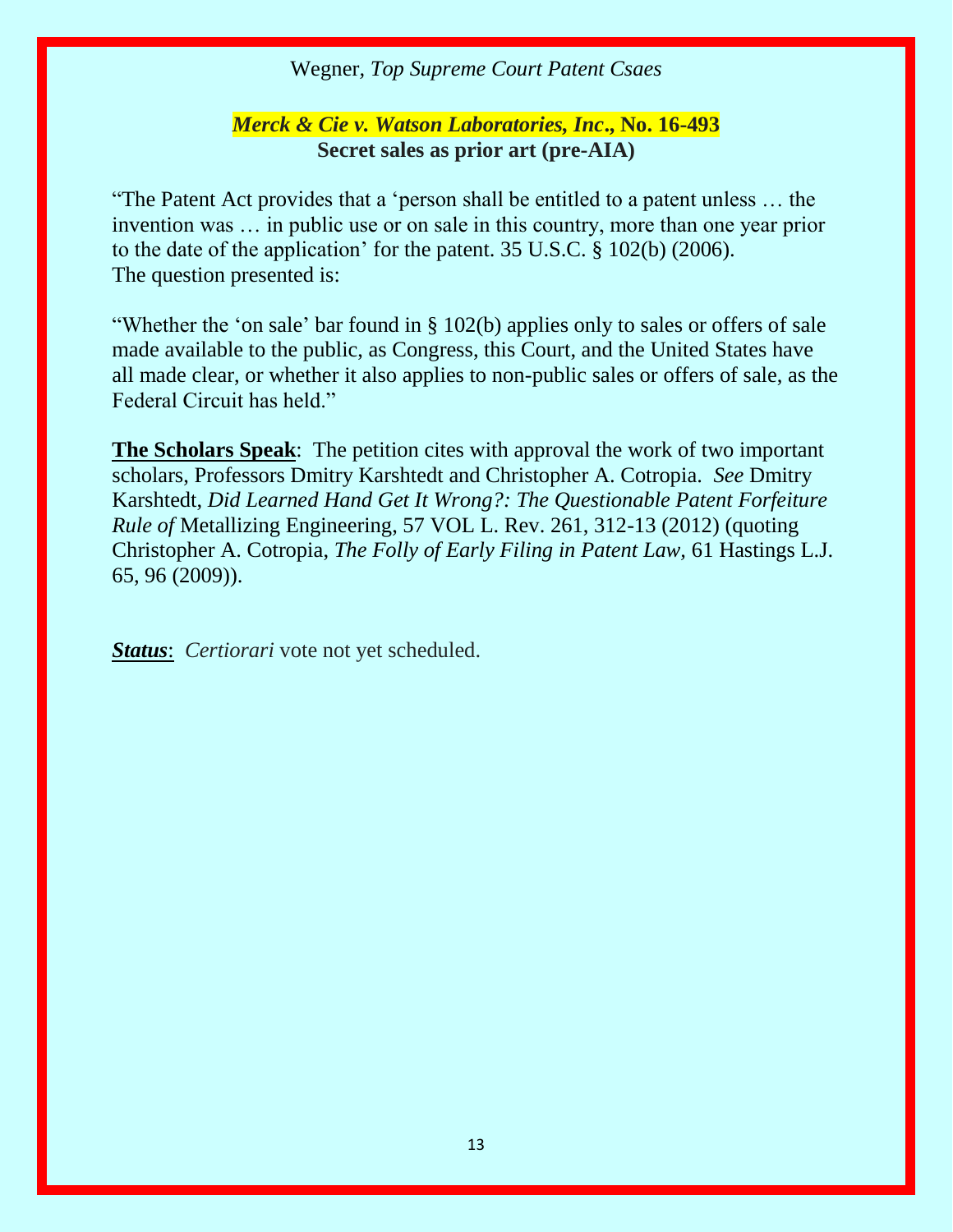## *Merck & Cie v. Watson Laboratories, Inc.*, No. 16-493

**Secret sales as prior art (pre-AIA)**

"The Patent Act provides that a 'person shall be entitled to a patent unless … the invention was … in public use or on sale in this country, more than one year prior to the date of the application' for the patent. 35 U.S.C. § 102(b) (2006). The question presented is:

"Whether the 'on sale' bar found in § 102(b) applies only to sales or offers of sale made available to the public, as Congress, this Court, and the United States have all made clear, or whether it also applies to non-public sales or offers of sale, as the Federal Circuit has held."

**The Scholars Speak**: The petition cites with approval the work of two important scholars, Professors Dmitry Karshtedt and Christopher A. Cotropia. *See* Dmitry Karshtedt, *Did Learned Hand Get It Wrong?: The Questionable Patent Forfeiture Rule of* Metallizing Engineering, 57 VOL L. Rev. 261, 312-13 (2012) (quoting Christopher A. Cotropia, *The Folly of Early Filing in Patent Law,* 61 Hastings L.J. 65, 96 (2009)).

***Status***: *Certiorari* vote not yet scheduled.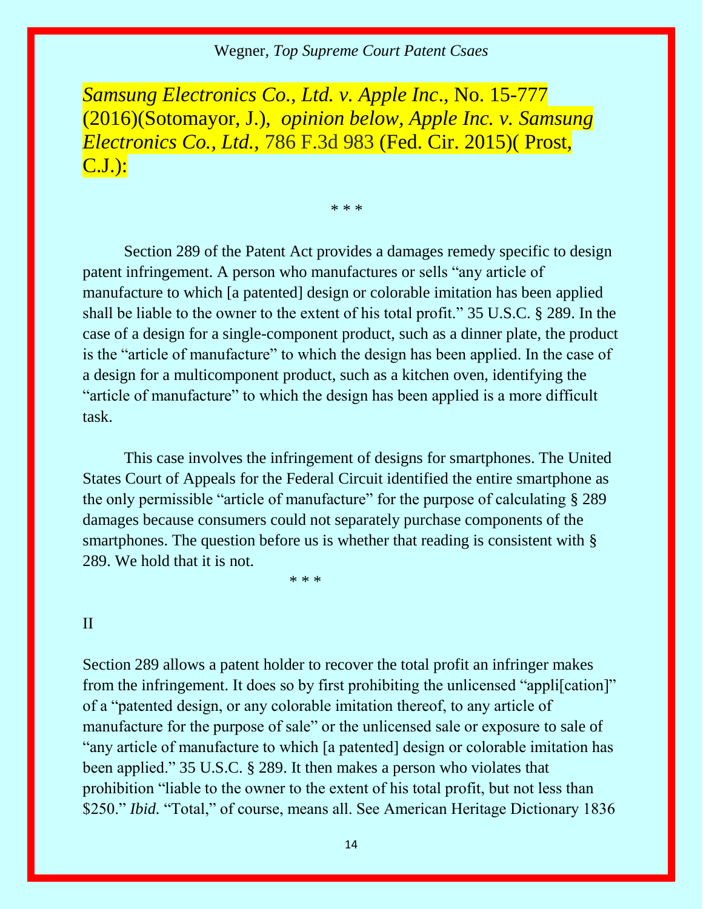***Samsung Electronics Co., Ltd. v. Apple Inc.*, No. 15-777 (2016)(Sotomayor, J.), *opinion below, Apple Inc. v. Samsung Electronics Co., Ltd.*, 786 F.3d 983 (Fed. Cir. 2015)( Prost, C.J.):**

\* \* \*

Section 289 of the Patent Act provides a damages remedy specific to design patent infringement. A person who manufactures or sells "any article of manufacture to which [a patented] design or colorable imitation has been applied shall be liable to the owner to the extent of his total profit." 35 U.S.C. § 289. In the case of a design for a single-component product, such as a dinner plate, the product is the "article of manufacture" to which the design has been applied. In the case of a design for a multicomponent product, such as a kitchen oven, identifying the "article of manufacture" to which the design has been applied is a more difficult task.

This case involves the infringement of designs for smartphones. The United States Court of Appeals for the Federal Circuit identified the entire smartphone as the only permissible "article of manufacture" for the purpose of calculating § 289 damages because consumers could not separately purchase components of the smartphones. The question before us is whether that reading is consistent with § 289. We hold that it is not.

\* \* \*

II

Section 289 allows a patent holder to recover the total profit an infringer makes from the infringement. It does so by first prohibiting the unlicensed "appli[cation]" of a "patented design, or any colorable imitation thereof, to any article of manufacture for the purpose of sale" or the unlicensed sale or exposure to sale of "any article of manufacture to which [a patented] design or colorable imitation has been applied." 35 U.S.C. § 289. It then makes a person who violates that prohibition "liable to the owner to the extent of his total profit, but not less than $250." *Ibid.* "Total," of course, means all. See American Heritage Dictionary 1836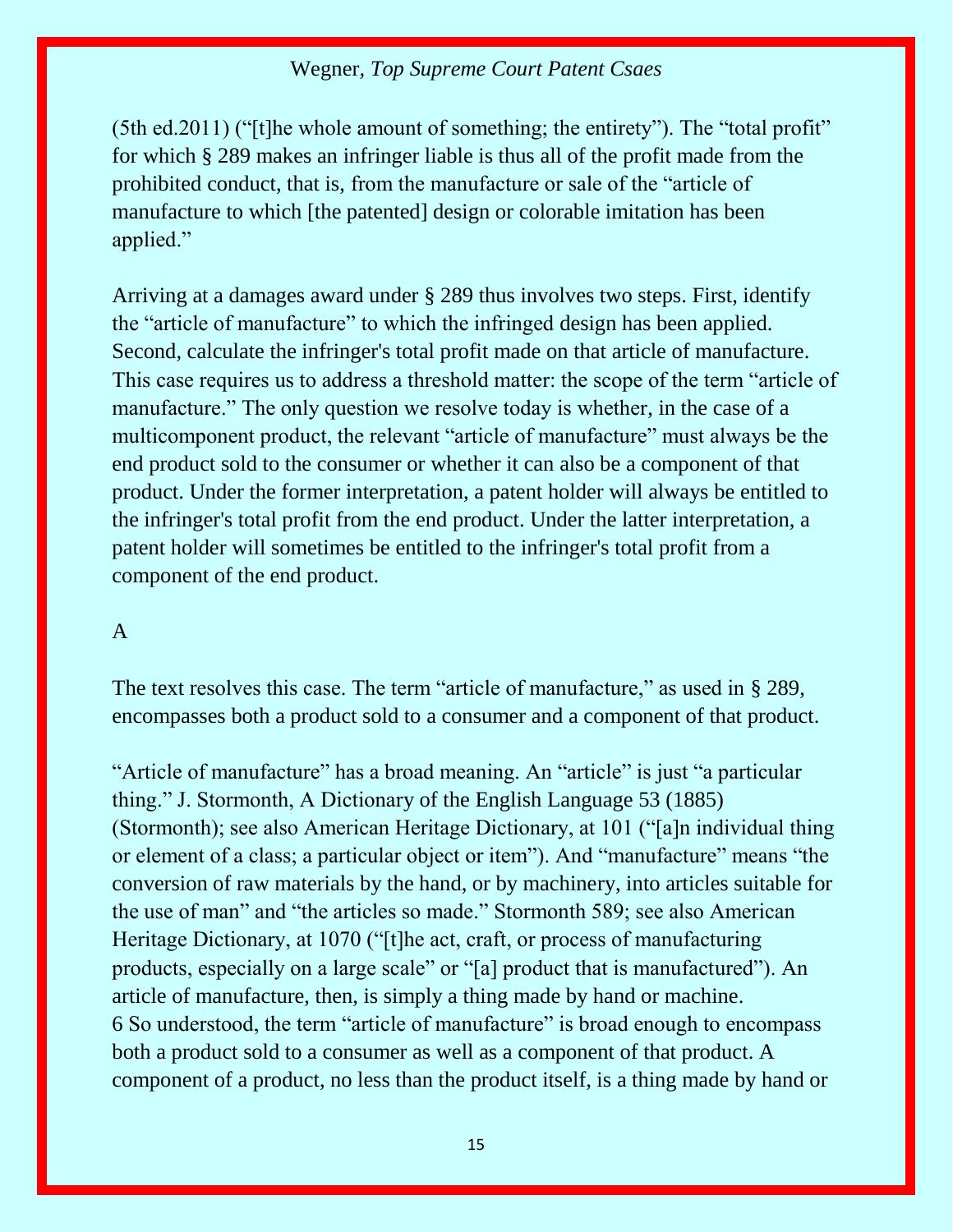(5th ed.2011) ("[t]he whole amount of something; the entirety"). The "total profit" for which § 289 makes an infringer liable is thus all of the profit made from the prohibited conduct, that is, from the manufacture or sale of the "article of manufacture to which [the patented] design or colorable imitation has been applied."

Arriving at a damages award under § 289 thus involves two steps. First, identify the "article of manufacture" to which the infringed design has been applied. Second, calculate the infringer's total profit made on that article of manufacture. This case requires us to address a threshold matter: the scope of the term "article of manufacture." The only question we resolve today is whether, in the case of a multicomponent product, the relevant "article of manufacture" must always be the end product sold to the consumer or whether it can also be a component of that product. Under the former interpretation, a patent holder will always be entitled to the infringer's total profit from the end product. Under the latter interpretation, a patent holder will sometimes be entitled to the infringer's total profit from a component of the end product.

A

The text resolves this case. The term "article of manufacture," as used in § 289, encompasses both a product sold to a consumer and a component of that product.

"Article of manufacture" has a broad meaning. An "article" is just "a particular thing." J. Stormonth, A Dictionary of the English Language 53 (1885) (Stormonth); see also American Heritage Dictionary, at 101 ("[a]n individual thing or element of a class; a particular object or item"). And "manufacture" means "the conversion of raw materials by the hand, or by machinery, into articles suitable for the use of man" and "the articles so made." Stormonth 589; see also American Heritage Dictionary, at 1070 ("[t]he act, craft, or process of manufacturing products, especially on a large scale" or "[a] product that is manufactured"). An article of manufacture, then, is simply a thing made by hand or machine. 6 So understood, the term "article of manufacture" is broad enough to encompass both a product sold to a consumer as well as a component of that product. A component of a product, no less than the product itself, is a thing made by hand or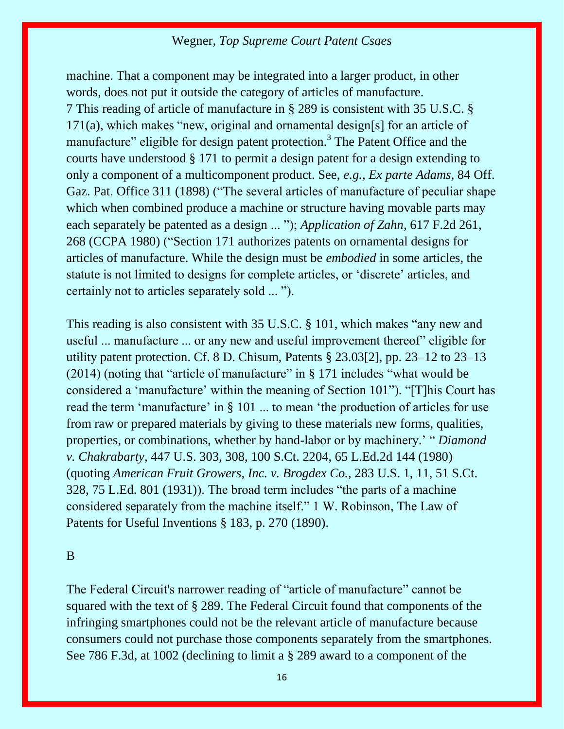machine. That a component may be integrated into a larger product, in other words, does not put it outside the category of articles of manufacture.

7 This reading of article of manufacture in § 289 is consistent with 35 U.S.C. § 171(a), which makes "new, original and ornamental design[s] for an article of manufacture" eligible for design patent protection.[3] The Patent Office and the courts have understood § 171 to permit a design patent for a design extending to only a component of a multicomponent product. See, *e.g., Ex parte Adams,* 84 Off. Gaz. Pat. Office 311 (1898) ("The several articles of manufacture of peculiar shape which when combined produce a machine or structure having movable parts may each separately be patented as a design ... "); *Application of Zahn,* 617 F.2d 261, 268 (CCPA 1980) ("Section 171 authorizes patents on ornamental designs for articles of manufacture. While the design must be *embodied* in some articles, the statute is not limited to designs for complete articles, or 'discrete' articles, and certainly not to articles separately sold ... ").

This reading is also consistent with 35 U.S.C. § 101, which makes "any new and useful ... manufacture ... or any new and useful improvement thereof" eligible for utility patent protection. Cf. 8 D. Chisum, Patents § 23.03[2], pp. 23–12 to 23–13 (2014) (noting that "article of manufacture" in § 171 includes "what would be considered a 'manufacture' within the meaning of Section 101"). "[T]his Court has read the term 'manufacture' in § 101 ... to mean 'the production of articles for use from raw or prepared materials by giving to these materials new forms, qualities, properties, or combinations, whether by hand-labor or by machinery.' " *Diamond v. Chakrabarty,* 447 U.S. 303, 308, 100 S.Ct. 2204, 65 L.Ed.2d 144 (1980) (quoting *American Fruit Growers, Inc. v. Brogdex Co.,* 283 U.S. 1, 11, 51 S.Ct. 328, 75 L.Ed. 801 (1931)). The broad term includes "the parts of a machine considered separately from the machine itself." 1 W. Robinson, The Law of Patents for Useful Inventions § 183, p. 270 (1890).

B

The Federal Circuit's narrower reading of "article of manufacture" cannot be squared with the text of § 289. The Federal Circuit found that components of the infringing smartphones could not be the relevant article of manufacture because consumers could not purchase those components separately from the smartphones. See 786 F.3d, at 1002 (declining to limit a § 289 award to a component of the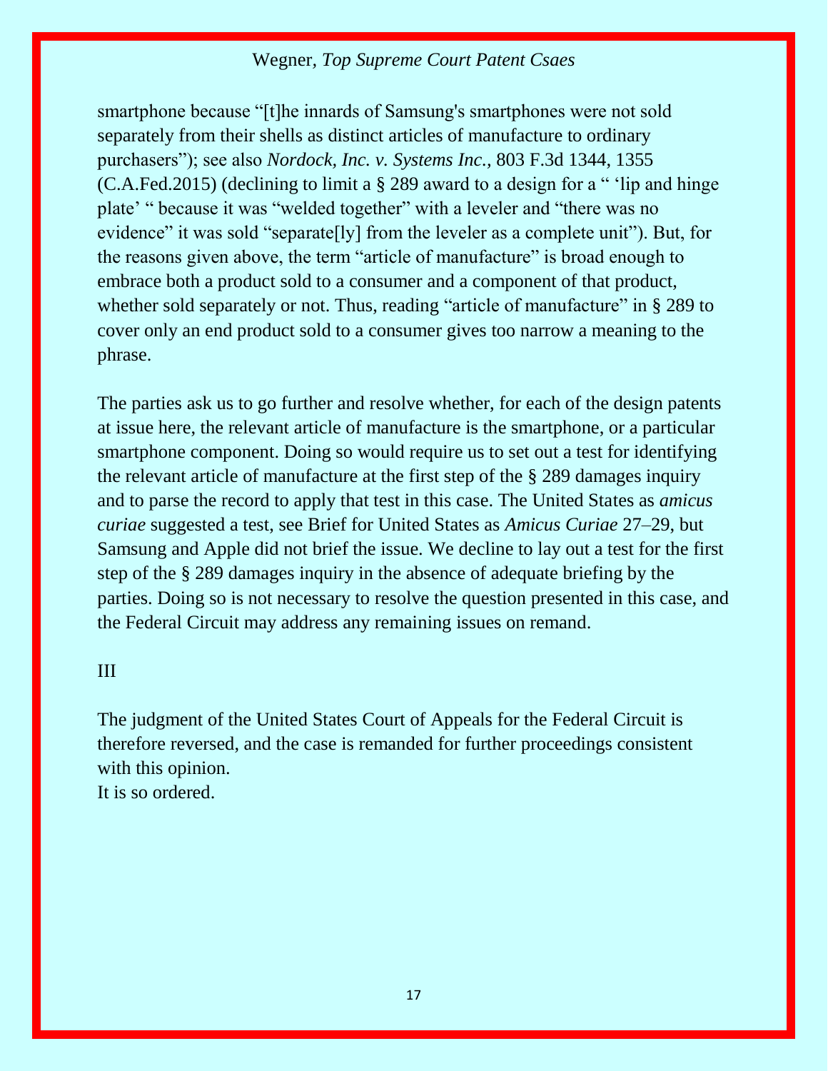smartphone because “[t]he innards of Samsung's smartphones were not sold separately from their shells as distinct articles of manufacture to ordinary purchasers”); see also *Nordock, Inc. v. Systems Inc.*, 803 F.3d 1344, 1355 (C.A.Fed.2015) (declining to limit a § 289 award to a design for a “ ‘lip and hinge plate’ “ because it was “welded together” with a leveler and “there was no evidence” it was sold “separate[ly] from the leveler as a complete unit”). But, for the reasons given above, the term “article of manufacture” is broad enough to embrace both a product sold to a consumer and a component of that product, whether sold separately or not. Thus, reading “article of manufacture” in § 289 to cover only an end product sold to a consumer gives too narrow a meaning to the phrase.

The parties ask us to go further and resolve whether, for each of the design patents at issue here, the relevant article of manufacture is the smartphone, or a particular smartphone component. Doing so would require us to set out a test for identifying the relevant article of manufacture at the first step of the § 289 damages inquiry and to parse the record to apply that test in this case. The United States as *amicus curiae* suggested a test, see Brief for United States as *Amicus Curiae* 27–29, but Samsung and Apple did not brief the issue. We decline to lay out a test for the first step of the § 289 damages inquiry in the absence of adequate briefing by the parties. Doing so is not necessary to resolve the question presented in this case, and the Federal Circuit may address any remaining issues on remand.

III

The judgment of the United States Court of Appeals for the Federal Circuit is therefore reversed, and the case is remanded for further proceedings consistent with this opinion.
It is so ordered.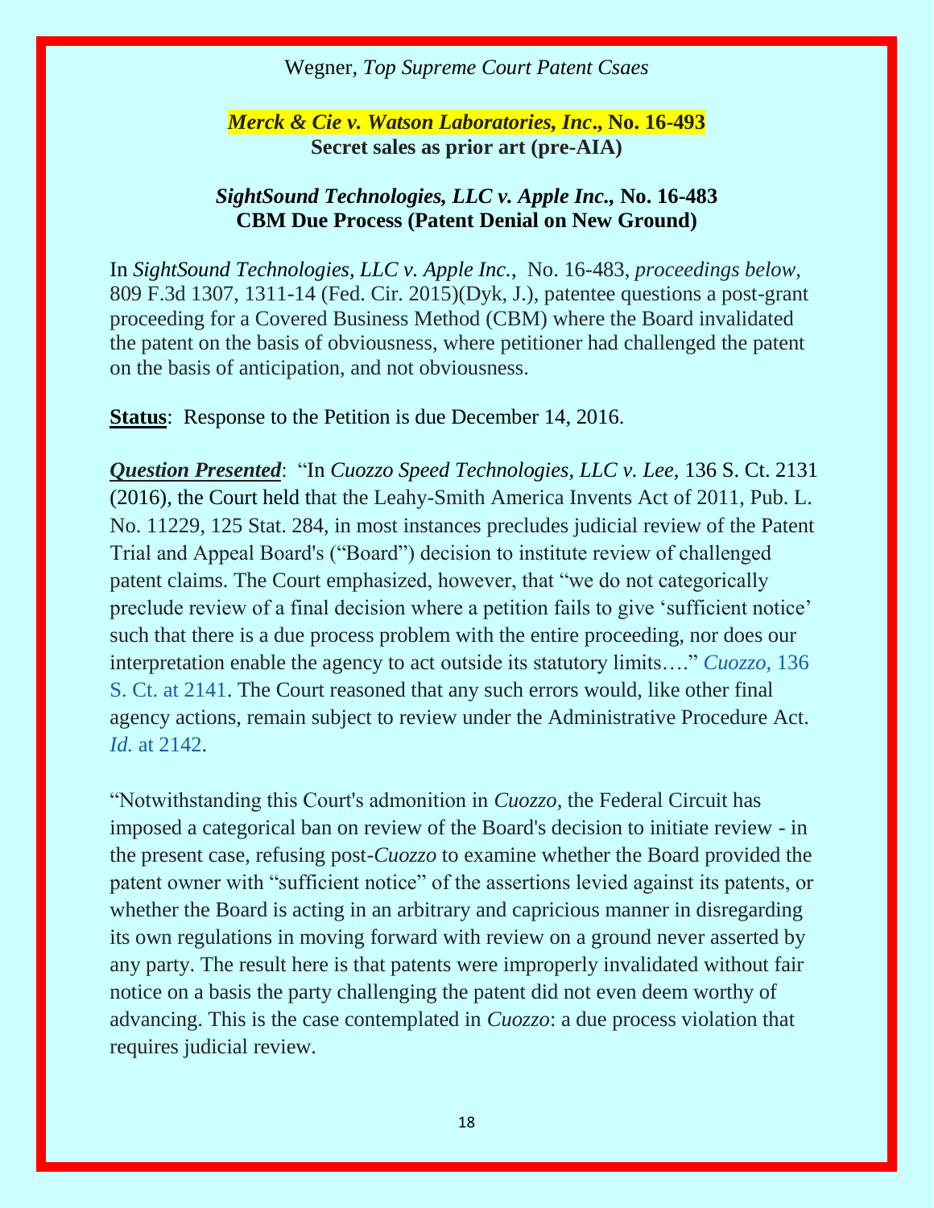*Merck & Cie v. Watson Laboratories, Inc*., **No. 16-493**
**Secret sales as prior art (pre-AIA)**

## *SightSound Technologies, LLC v. Apple Inc*., No. 16-483
## CBM Due Process (Patent Denial on New Ground)

In *SightSound Technologies, LLC v. Apple Inc.*, No. 16-483, *proceedings below,* 809 F.3d 1307, 1311-14 (Fed. Cir. 2015)(Dyk, J.), patentee questions a post-grant proceeding for a Covered Business Method (CBM) where the Board invalidated the patent on the basis of obviousness, where petitioner had challenged the patent on the basis of anticipation, and not obviousness.

**Status**: Response to the Petition is due December 14, 2016.

***Question Presented***: "In *Cuozzo Speed Technologies, LLC v. Lee,* 136 S. Ct. 2131 (2016), the Court held that the Leahy-Smith America Invents Act of 2011, Pub. L. No. 11229, 125 Stat. 284, in most instances precludes judicial review of the Patent Trial and Appeal Board's ("Board") decision to institute review of challenged patent claims. The Court emphasized, however, that "we do not categorically preclude review of a final decision where a petition fails to give 'sufficient notice' such that there is a due process problem with the entire proceeding, nor does our interpretation enable the agency to act outside its statutory limits…." *Cuozzo,* 136 S. Ct. at 2141. The Court reasoned that any such errors would, like other final agency actions, remain subject to review under the Administrative Procedure Act. *Id.* at 2142.

"Notwithstanding this Court's admonition in *Cuozzo*, the Federal Circuit has imposed a categorical ban on review of the Board's decision to initiate review - in the present case, refusing post-*Cuozzo* to examine whether the Board provided the patent owner with "sufficient notice" of the assertions levied against its patents, or whether the Board is acting in an arbitrary and capricious manner in disregarding its own regulations in moving forward with review on a ground never asserted by any party. The result here is that patents were improperly invalidated without fair notice on a basis the party challenging the patent did not even deem worthy of advancing. This is the case contemplated in *Cuozzo*: a due process violation that requires judicial review.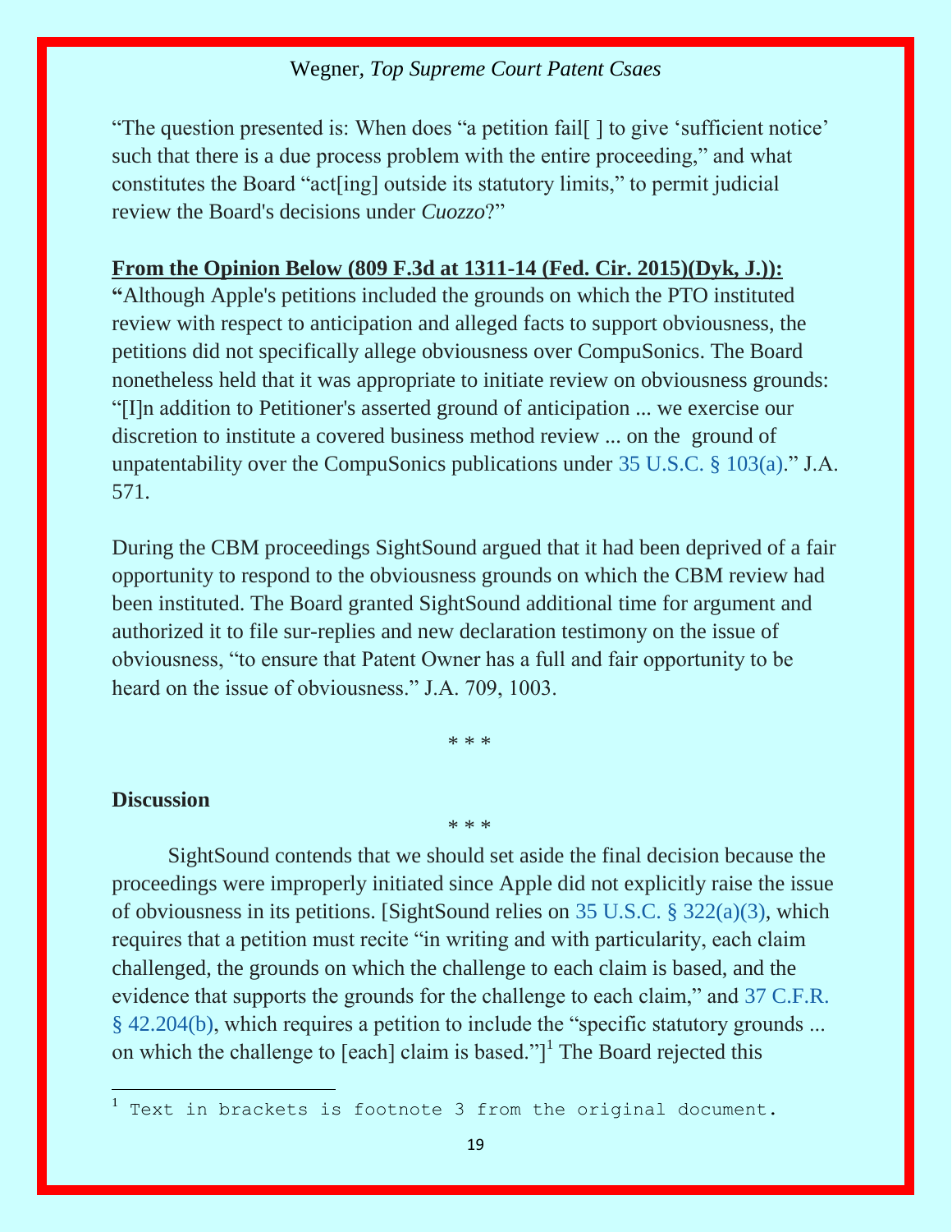"The question presented is: When does "a petition fail[ ] to give 'sufficient notice' such that there is a due process problem with the entire proceeding," and what constitutes the Board "act[ing] outside its statutory limits," to permit judicial review the Board's decisions under *Cuozzo*?"

**From the Opinion Below (809 F.3d at 1311-14 (Fed. Cir. 2015)(Dyk, J.)):**
**"**Although Apple's petitions included the grounds on which the PTO instituted review with respect to anticipation and alleged facts to support obviousness, the petitions did not specifically allege obviousness over CompuSonics. The Board nonetheless held that it was appropriate to initiate review on obviousness grounds: "[I]n addition to Petitioner's asserted ground of anticipation ... we exercise our discretion to institute a covered business method review ... on the ground of unpatentability over the CompuSonics publications under 35 U.S.C. § 103(a)." J.A. 571.

During the CBM proceedings SightSound argued that it had been deprived of a fair opportunity to respond to the obviousness grounds on which the CBM review had been instituted. The Board granted SightSound additional time for argument and authorized it to file sur-replies and new declaration testimony on the issue of obviousness, "to ensure that Patent Owner has a full and fair opportunity to be heard on the issue of obviousness." J.A. 709, 1003.

\* \* \*

**Discussion**

\* \* \*

SightSound contends that we should set aside the final decision because the proceedings were improperly initiated since Apple did not explicitly raise the issue of obviousness in its petitions. [SightSound relies on 35 U.S.C. § 322(a)(3), which requires that a petition must recite "in writing and with particularity, each claim challenged, the grounds on which the challenge to each claim is based, and the evidence that supports the grounds for the challenge to each claim," and 37 C.F.R. § 42.204(b), which requires a petition to include the "specific statutory grounds ... on which the challenge to [each] claim is based."][1] The Board rejected this

[1] Text in brackets is footnote 3 from the original document.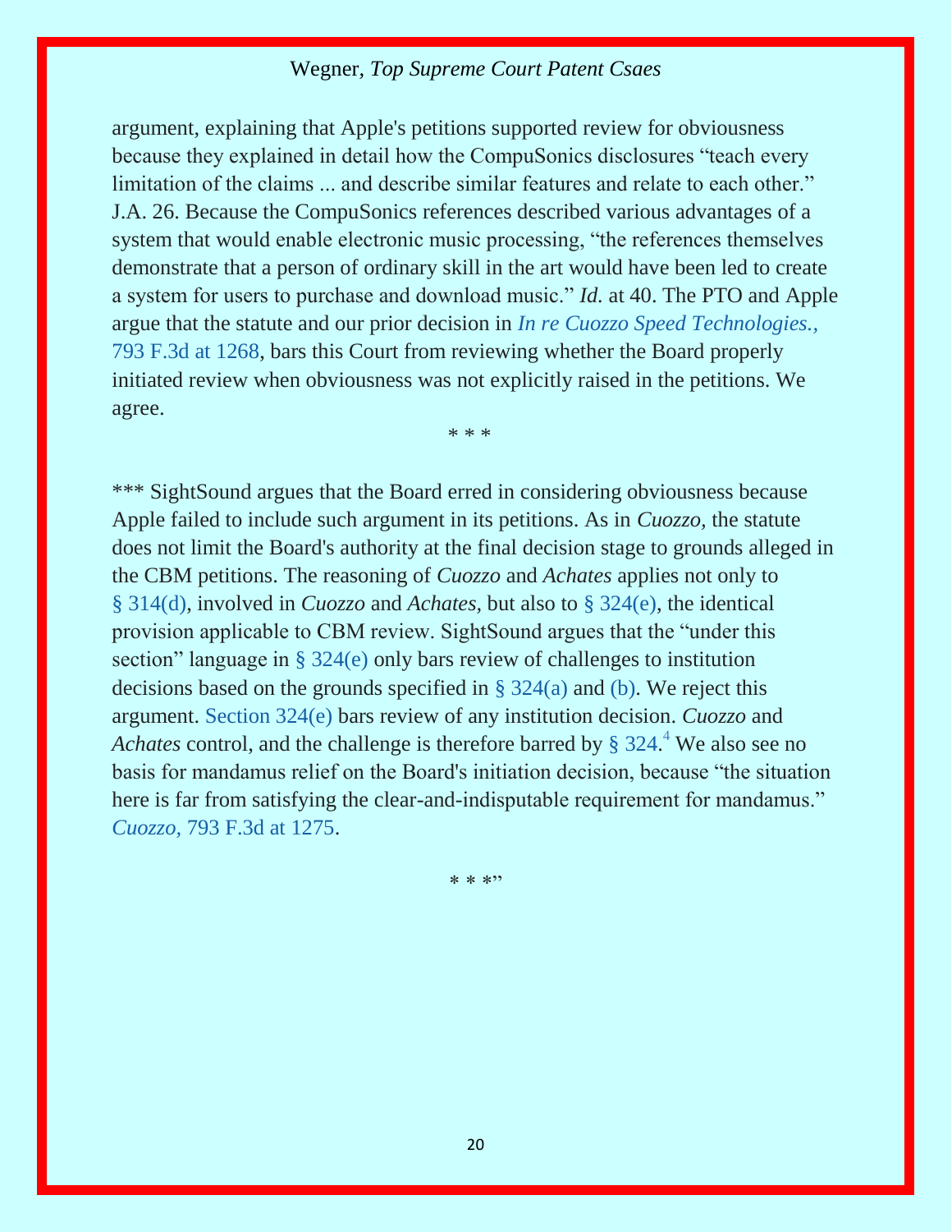argument, explaining that Apple's petitions supported review for obviousness because they explained in detail how the CompuSonics disclosures "teach every limitation of the claims ... and describe similar features and relate to each other." J.A. 26. Because the CompuSonics references described various advantages of a system that would enable electronic music processing, "the references themselves demonstrate that a person of ordinary skill in the art would have been led to create a system for users to purchase and download music." *Id.* at 40. The PTO and Apple argue that the statute and our prior decision in *In re Cuozzo Speed Technologies.*, 793 F.3d at 1268, bars this Court from reviewing whether the Board properly initiated review when obviousness was not explicitly raised in the petitions. We agree.

\* \* \*

*** SightSound argues that the Board erred in considering obviousness because Apple failed to include such argument in its petitions. As in *Cuozzo*, the statute does not limit the Board's authority at the final decision stage to grounds alleged in the CBM petitions. The reasoning of *Cuozzo* and *Achates* applies not only to § 314(d), involved in *Cuozzo* and *Achates*, but also to § 324(e), the identical provision applicable to CBM review. SightSound argues that the "under this section" language in § 324(e) only bars review of challenges to institution decisions based on the grounds specified in § 324(a) and (b). We reject this argument. Section 324(e) bars review of any institution decision. *Cuozzo* and *Achates* control, and the challenge is therefore barred by § 324.[4] We also see no basis for mandamus relief on the Board's initiation decision, because "the situation here is far from satisfying the clear-and-indisputable requirement for mandamus." *Cuozzo*, 793 F.3d at 1275.

\* \* \*"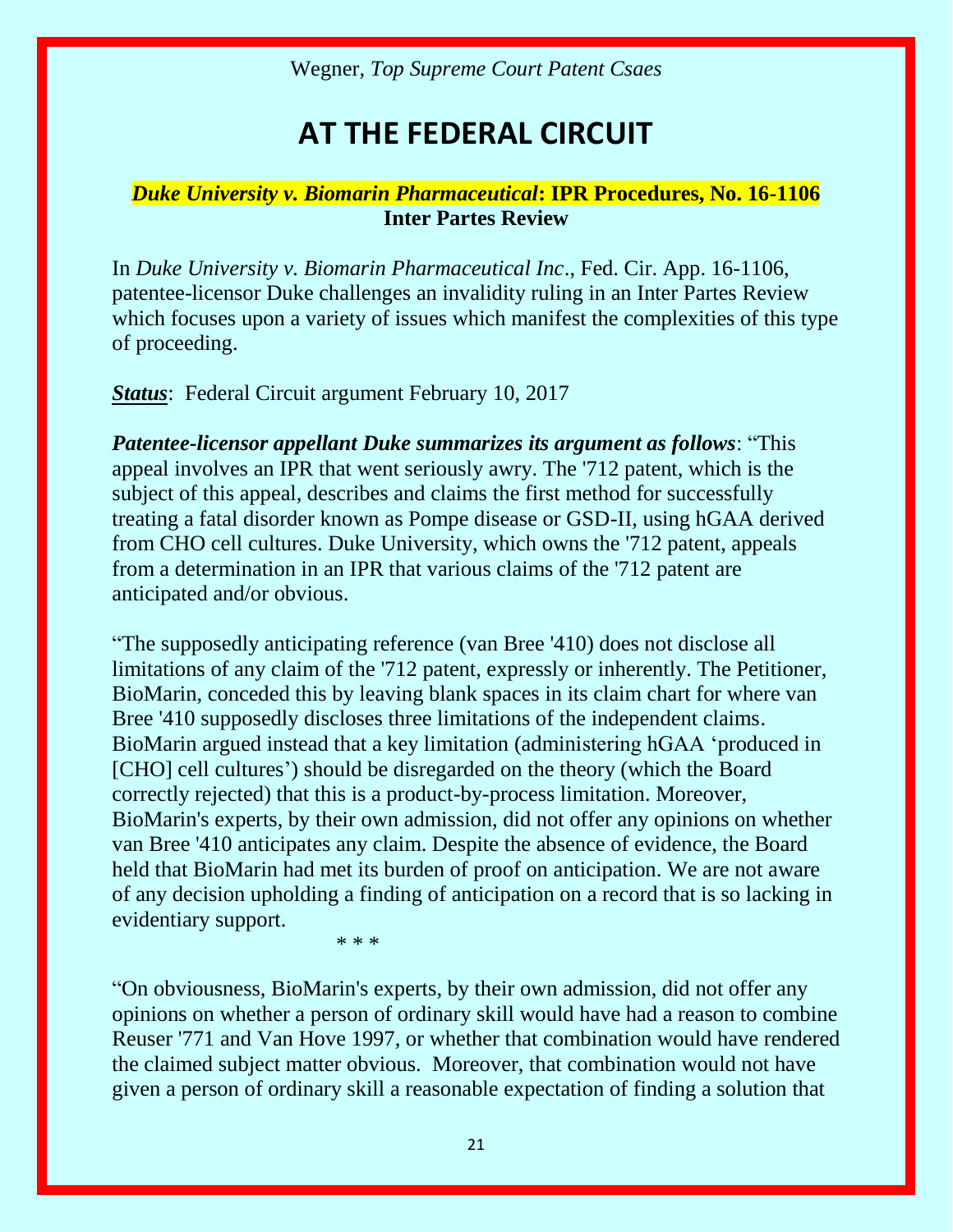# AT THE FEDERAL CIRCUIT

***Duke University v. Biomarin Pharmaceutical*: IPR Procedures, No. 16-1106**
**Inter Partes Review**

In *Duke University v. Biomarin Pharmaceutical Inc*., Fed. Cir. App. 16-1106, patentee-licensor Duke challenges an invalidity ruling in an Inter Partes Review which focuses upon a variety of issues which manifest the complexities of this type of proceeding.

***Status***: Federal Circuit argument February 10, 2017

***Patentee-licensor appellant Duke summarizes its argument as follows***: "This appeal involves an IPR that went seriously awry. The '712 patent, which is the subject of this appeal, describes and claims the first method for successfully treating a fatal disorder known as Pompe disease or GSD-II, using hGAA derived from CHO cell cultures. Duke University, which owns the '712 patent, appeals from a determination in an IPR that various claims of the '712 patent are anticipated and/or obvious.

"The supposedly anticipating reference (van Bree '410) does not disclose all limitations of any claim of the '712 patent, expressly or inherently. The Petitioner, BioMarin, conceded this by leaving blank spaces in its claim chart for where van Bree '410 supposedly discloses three limitations of the independent claims. BioMarin argued instead that a key limitation (administering hGAA 'produced in [CHO] cell cultures') should be disregarded on the theory (which the Board correctly rejected) that this is a product-by-process limitation. Moreover, BioMarin's experts, by their own admission, did not offer any opinions on whether van Bree '410 anticipates any claim. Despite the absence of evidence, the Board held that BioMarin had met its burden of proof on anticipation. We are not aware of any decision upholding a finding of anticipation on a record that is so lacking in evidentiary support.

\* \* \*

"On obviousness, BioMarin's experts, by their own admission, did not offer any opinions on whether a person of ordinary skill would have had a reason to combine Reuser '771 and Van Hove 1997, or whether that combination would have rendered the claimed subject matter obvious. Moreover, that combination would not have given a person of ordinary skill a reasonable expectation of finding a solution that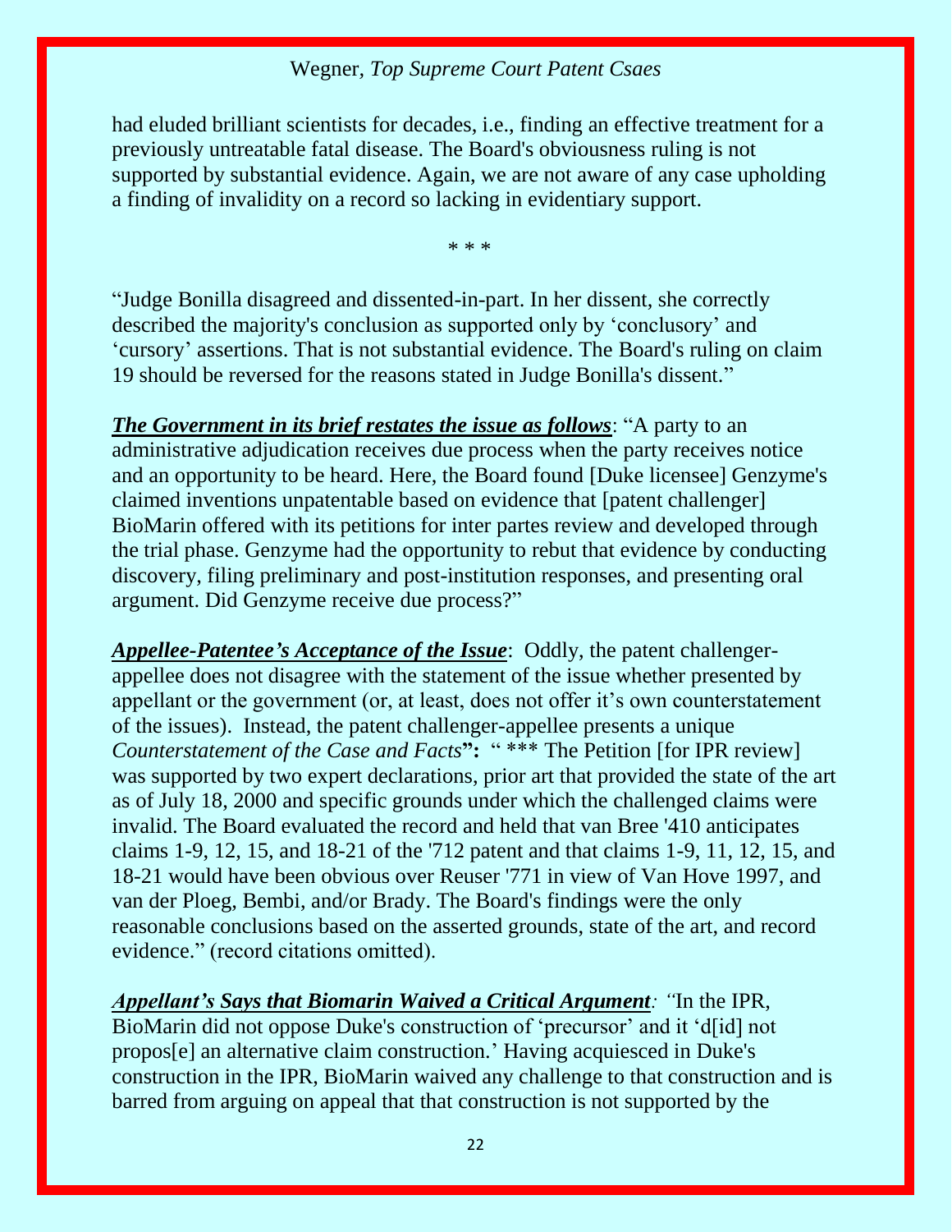had eluded brilliant scientists for decades, i.e., finding an effective treatment for a previously untreatable fatal disease. The Board's obviousness ruling is not supported by substantial evidence. Again, we are not aware of any case upholding a finding of invalidity on a record so lacking in evidentiary support.

\* \* \*

"Judge Bonilla disagreed and dissented-in-part. In her dissent, she correctly described the majority's conclusion as supported only by 'conclusory' and 'cursory' assertions. That is not substantial evidence. The Board's ruling on claim 19 should be reversed for the reasons stated in Judge Bonilla's dissent."

***The Government in its brief restates the issue as follows***: "A party to an administrative adjudication receives due process when the party receives notice and an opportunity to be heard. Here, the Board found [Duke licensee] Genzyme's claimed inventions unpatentable based on evidence that [patent challenger] BioMarin offered with its petitions for inter partes review and developed through the trial phase. Genzyme had the opportunity to rebut that evidence by conducting discovery, filing preliminary and post-institution responses, and presenting oral argument. Did Genzyme receive due process?"

***Appellee-Patentee's Acceptance of the Issue***: Oddly, the patent challenger-appellee does not disagree with the statement of the issue whether presented by appellant or the government (or, at least, does not offer it's own counterstatement of the issues). Instead, the patent challenger-appellee presents a unique *Counterstatement of the Case and Facts***":** " \*\*\* The Petition [for IPR review] was supported by two expert declarations, prior art that provided the state of the art as of July 18, 2000 and specific grounds under which the challenged claims were invalid. The Board evaluated the record and held that van Bree '410 anticipates claims 1-9, 12, 15, and 18-21 of the '712 patent and that claims 1-9, 11, 12, 15, and 18-21 would have been obvious over Reuser '771 in view of Van Hove 1997, and van der Ploeg, Bembi, and/or Brady. The Board's findings were the only reasonable conclusions based on the asserted grounds, state of the art, and record evidence." (record citations omitted).

***Appellant's Says that Biomarin Waived a Critical Argument****:* "In the IPR, BioMarin did not oppose Duke's construction of 'precursor' and it 'd[id] not propos[e] an alternative claim construction.' Having acquiesced in Duke's construction in the IPR, BioMarin waived any challenge to that construction and is barred from arguing on appeal that that construction is not supported by the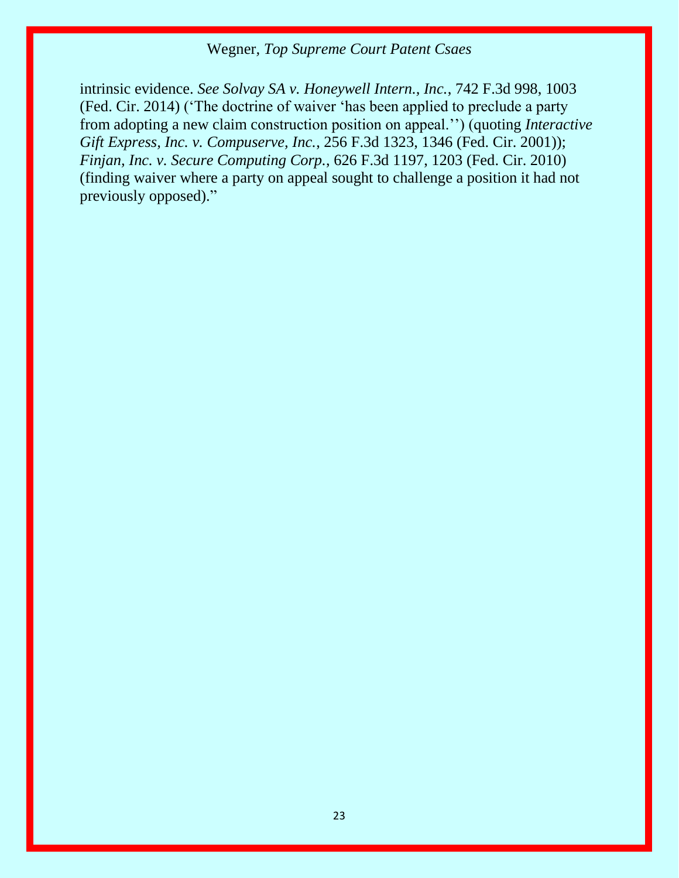intrinsic evidence. *See Solvay SA v. Honeywell Intern., Inc.*, 742 F.3d 998, 1003 (Fed. Cir. 2014) ('The doctrine of waiver 'has been applied to preclude a party from adopting a new claim construction position on appeal.'') (quoting *Interactive Gift Express, Inc. v. Compuserve, Inc.*, 256 F.3d 1323, 1346 (Fed. Cir. 2001)); *Finjan, Inc. v. Secure Computing Corp.*, 626 F.3d 1197, 1203 (Fed. Cir. 2010) (finding waiver where a party on appeal sought to challenge a position it had not previously opposed)."